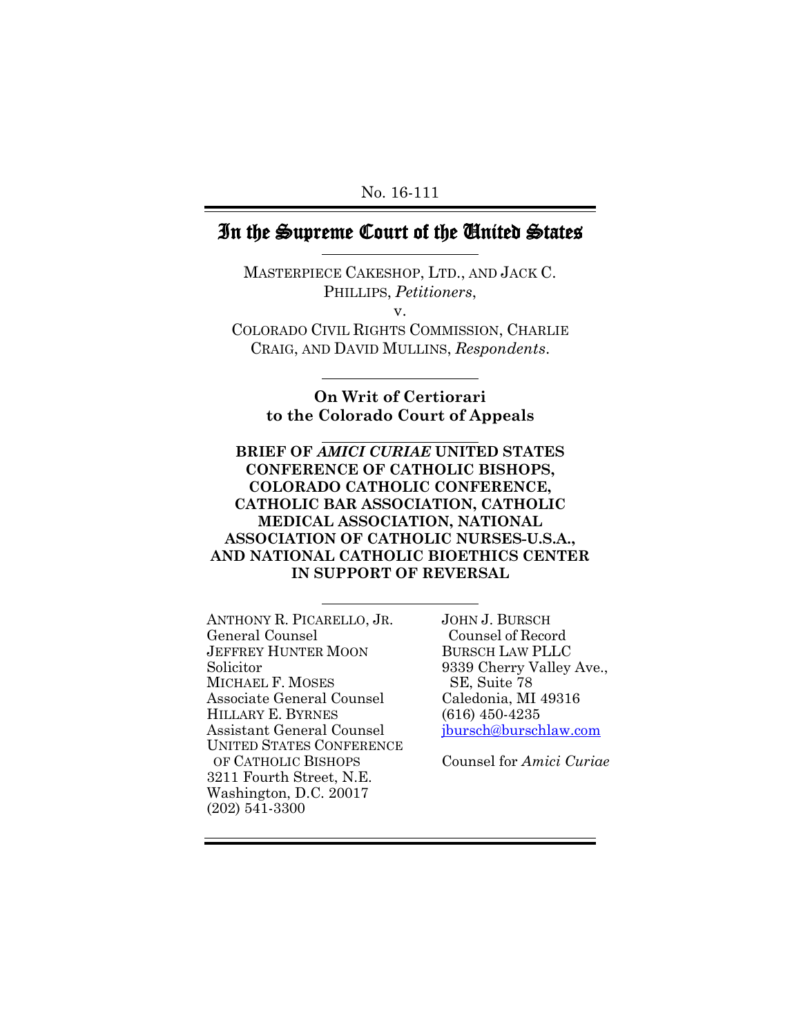No. 16-111

# In the Supreme Court of the United States

MASTERPIECE CAKESHOP, LTD., AND JACK C. PHILLIPS, *Petitioners*,

v.

COLORADO CIVIL RIGHTS COMMISSION, CHARLIE CRAIG, AND DAVID MULLINS, *Respondents*.

**On Writ of Certiorari to the Colorado Court of Appeals**

**BRIEF OF *AMICI CURIAE* UNITED STATES CONFERENCE OF CATHOLIC BISHOPS, COLORADO CATHOLIC CONFERENCE, CATHOLIC BAR ASSOCIATION, CATHOLIC MEDICAL ASSOCIATION, NATIONAL ASSOCIATION OF CATHOLIC NURSES-U.S.A., AND NATIONAL CATHOLIC BIOETHICS CENTER IN SUPPORT OF REVERSAL**

ANTHONY R. PICARELLO, JR.
General Counsel
JEFFREY HUNTER MOON
Solicitor
MICHAEL F. MOSES
Associate General Counsel
HILLARY E. BYRNES
Assistant General Counsel
UNITED STATES CONFERENCE OF CATHOLIC BISHOPS
3211 Fourth Street, N.E.
Washington, D.C. 20017
(202) 541-3300

JOHN J. BURSCH
Counsel of Record
BURSCH LAW PLLC
9339 Cherry Valley Ave., SE, Suite 78
Caledonia, MI 49316
(616) 450-4235
jbursch@burschlaw.com

Counsel for *Amici Curiae*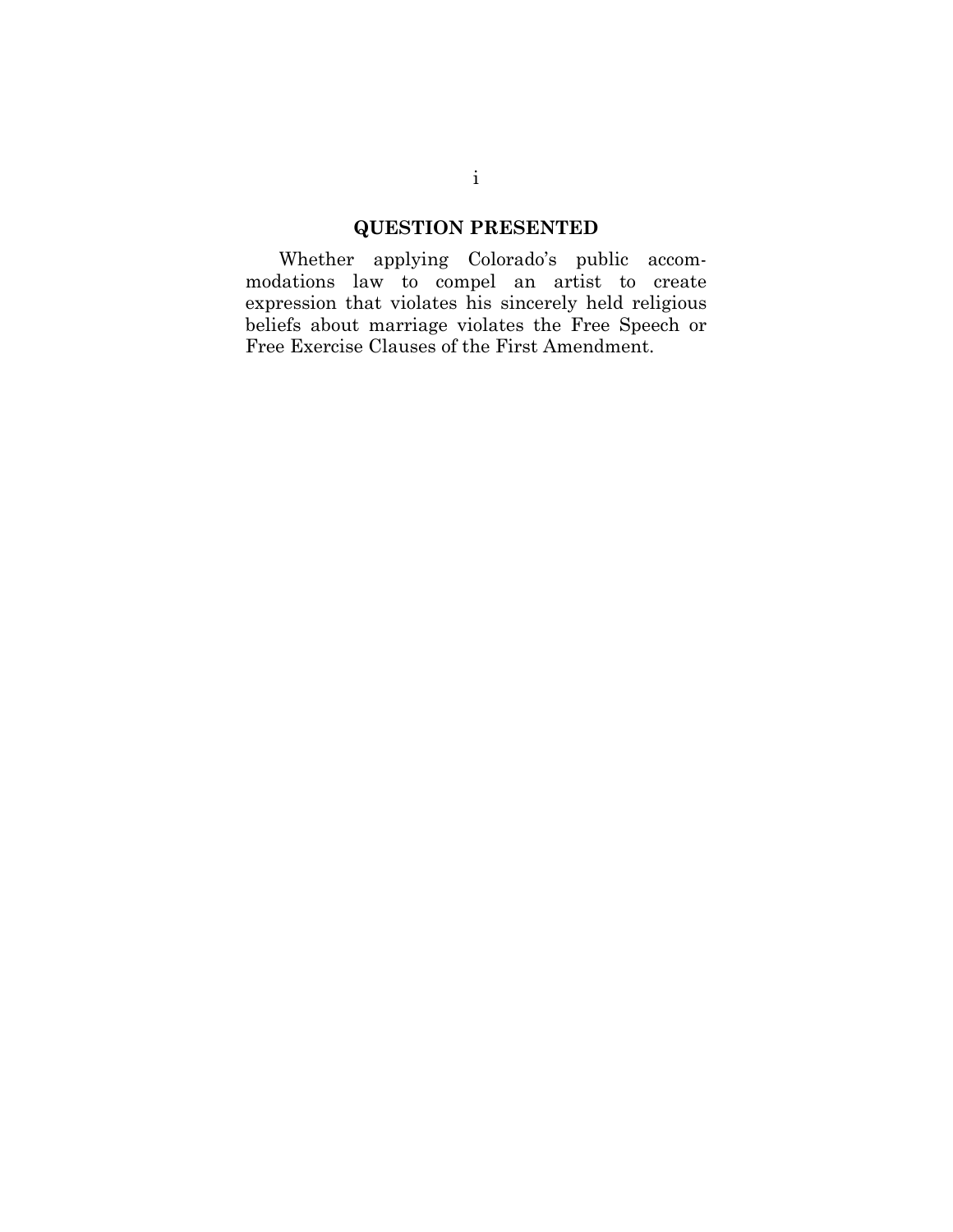## QUESTION PRESENTED

Whether applying Colorado's public accommodations law to compel an artist to create expression that violates his sincerely held religious beliefs about marriage violates the Free Speech or Free Exercise Clauses of the First Amendment.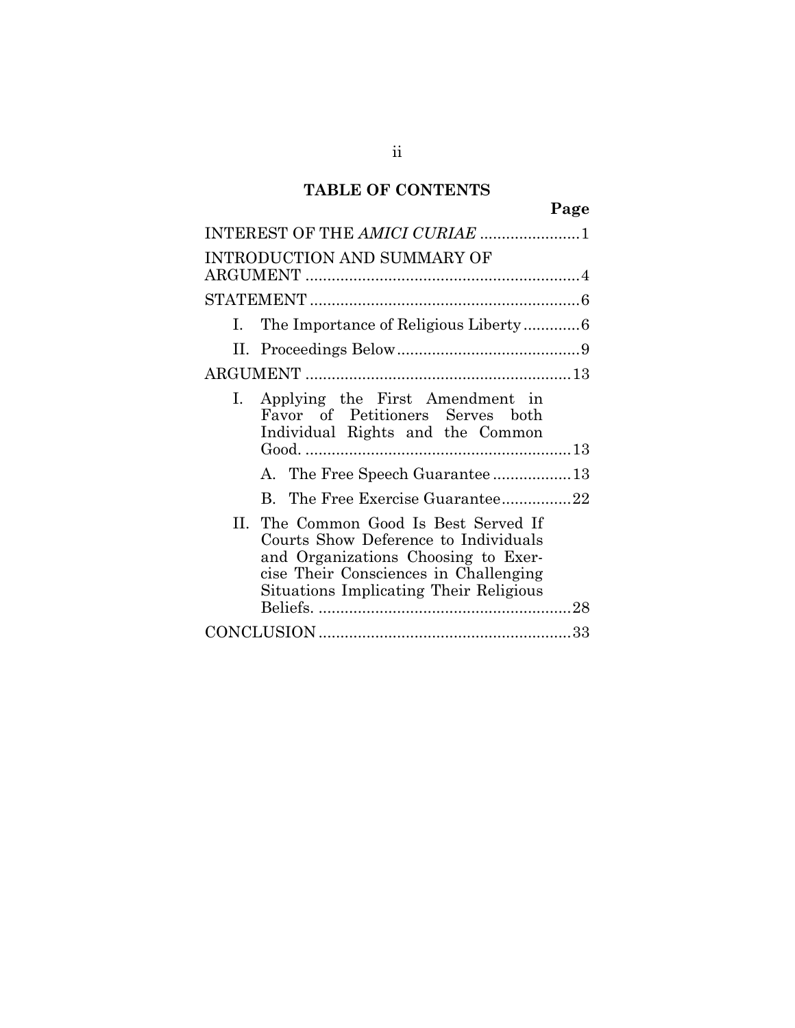## TABLE OF CONTENTS

| | Page |
|---|---|
| INTEREST OF THE *AMICI CURIAE* | 1 |
| INTRODUCTION AND SUMMARY OF ARGUMENT | 4 |
| STATEMENT | 6 |
| I. The Importance of Religious Liberty | 6 |
| II. Proceedings Below | 9 |
| ARGUMENT | 13 |
| I. Applying the First Amendment in Favor of Petitioners Serves both Individual Rights and the Common Good. | 13 |
| A. The Free Speech Guarantee | 13 |
| B. The Free Exercise Guarantee | 22 |
| II. The Common Good Is Best Served If Courts Show Deference to Individuals and Organizations Choosing to Exercise Their Consciences in Challenging Situations Implicating Their Religious Beliefs. | 28 |
| CONCLUSION | 33 |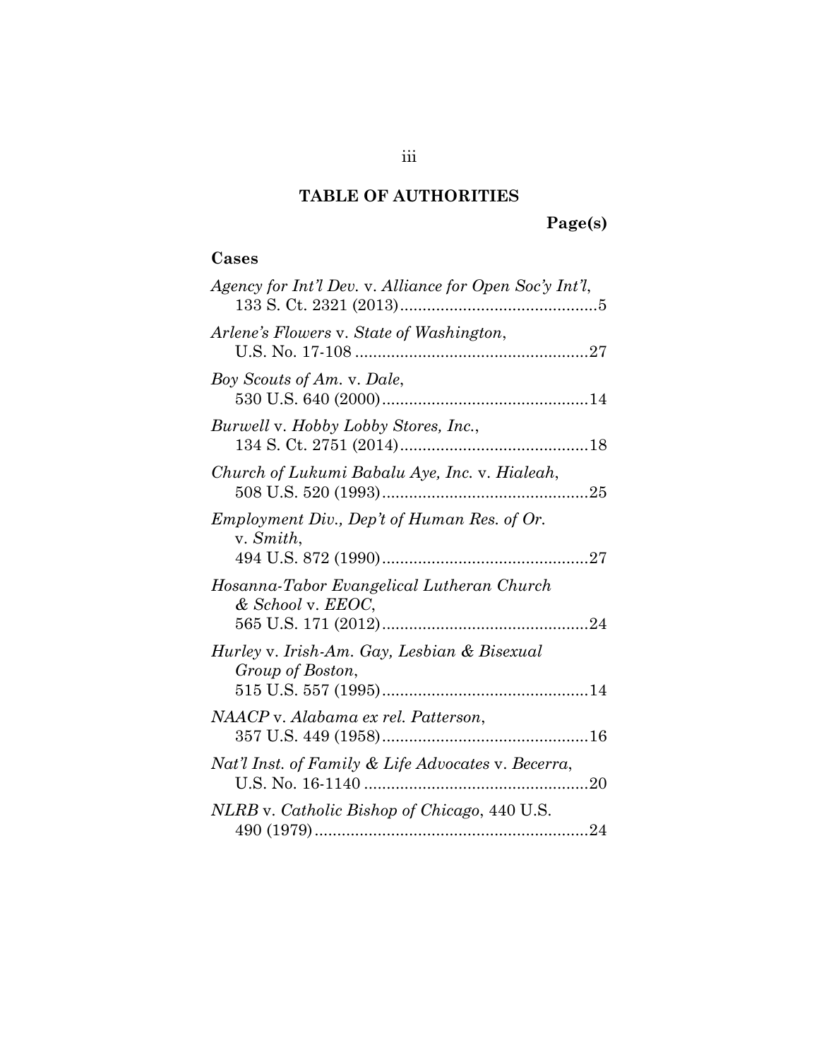## TABLE OF AUTHORITIES

**Page(s)**

### Cases

*Agency for Int'l Dev.* v. *Alliance for Open Soc'y Int'l*, 133 S. Ct. 2321 (2013) ....................................... 5

*Arlene's Flowers* v. *State of Washington*, U.S. No. 17-108 ....................................... 27

*Boy Scouts of Am.* v. *Dale*, 530 U.S. 640 (2000) ....................................... 14

*Burwell* v. *Hobby Lobby Stores, Inc.*, 134 S. Ct. 2751 (2014) ....................................... 18

*Church of Lukumi Babalu Aye, Inc.* v. *Hialeah*, 508 U.S. 520 (1993) ....................................... 25

*Employment Div., Dep't of Human Res. of Or.* v. *Smith*, 494 U.S. 872 (1990) ....................................... 27

*Hosanna-Tabor Evangelical Lutheran Church & School* v. *EEOC*, 565 U.S. 171 (2012) ....................................... 24

*Hurley* v. *Irish-Am. Gay, Lesbian & Bisexual Group of Boston*, 515 U.S. 557 (1995) ....................................... 14

*NAACP* v. *Alabama ex rel. Patterson*, 357 U.S. 449 (1958) ....................................... 16

*Nat'l Inst. of Family & Life Advocates* v. *Becerra*, U.S. No. 16-1140 ....................................... 20

*NLRB* v. *Catholic Bishop of Chicago*, 440 U.S. 490 (1979) ....................................... 24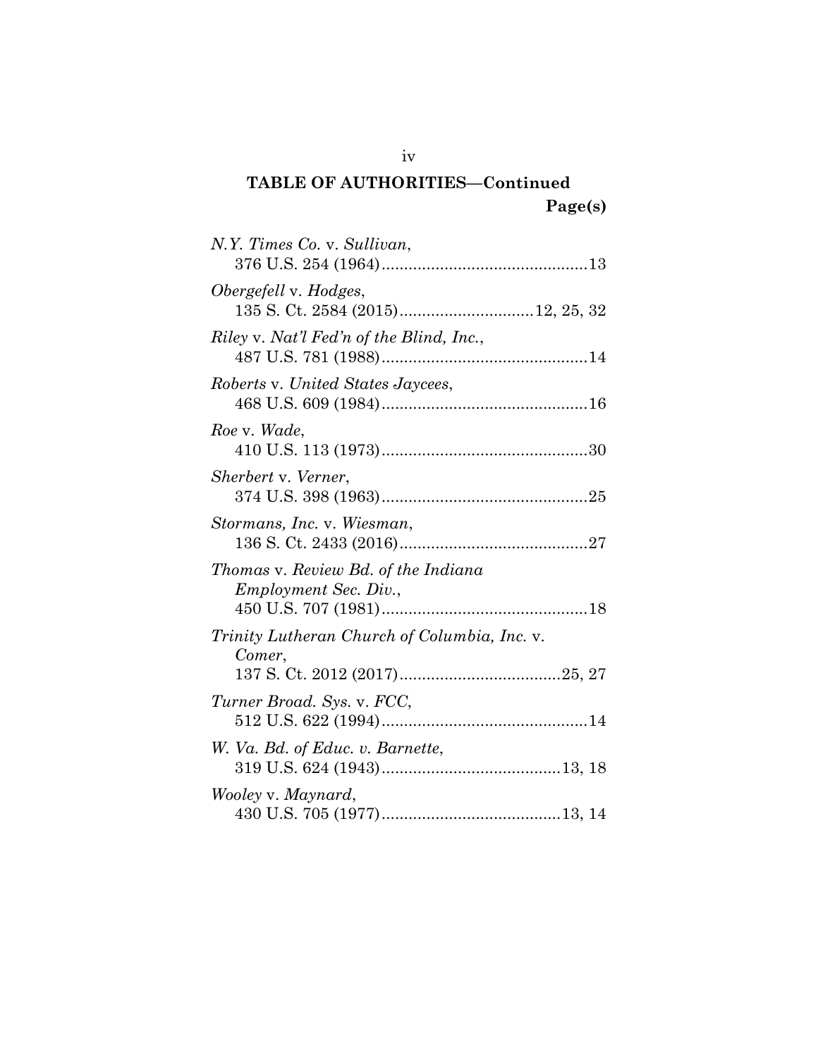## TABLE OF AUTHORITIES—Continued

**Page(s)**

*N.Y. Times Co.* v. *Sullivan*,
376 U.S. 254 (1964) ........................................... 13

*Obergefell* v. *Hodges*,
135 S. Ct. 2584 (2015) .............................. 12, 25, 32

*Riley* v. *Nat'l Fed'n of the Blind, Inc.*,
487 U.S. 781 (1988) ........................................... 14

*Roberts* v. *United States Jaycees*,
468 U.S. 609 (1984) ........................................... 16

*Roe* v. *Wade*,
410 U.S. 113 (1973) ........................................... 30

*Sherbert* v. *Verner*,
374 U.S. 398 (1963) ........................................... 25

*Stormans, Inc.* v. *Wiesman*,
136 S. Ct. 2433 (2016) ........................................ 27

*Thomas* v. *Review Bd. of the Indiana Employment Sec. Div.*,
450 U.S. 707 (1981) ........................................... 18

*Trinity Lutheran Church of Columbia, Inc.* v. *Comer*,
137 S. Ct. 2012 (2017) .................................... 25, 27

*Turner Broad. Sys.* v. *FCC*,
512 U.S. 622 (1994) ........................................... 14

*W. Va. Bd. of Educ. v. Barnette*,
319 U.S. 624 (1943) ....................................... 13, 18

*Wooley* v. *Maynard*,
430 U.S. 705 (1977) ....................................... 13, 14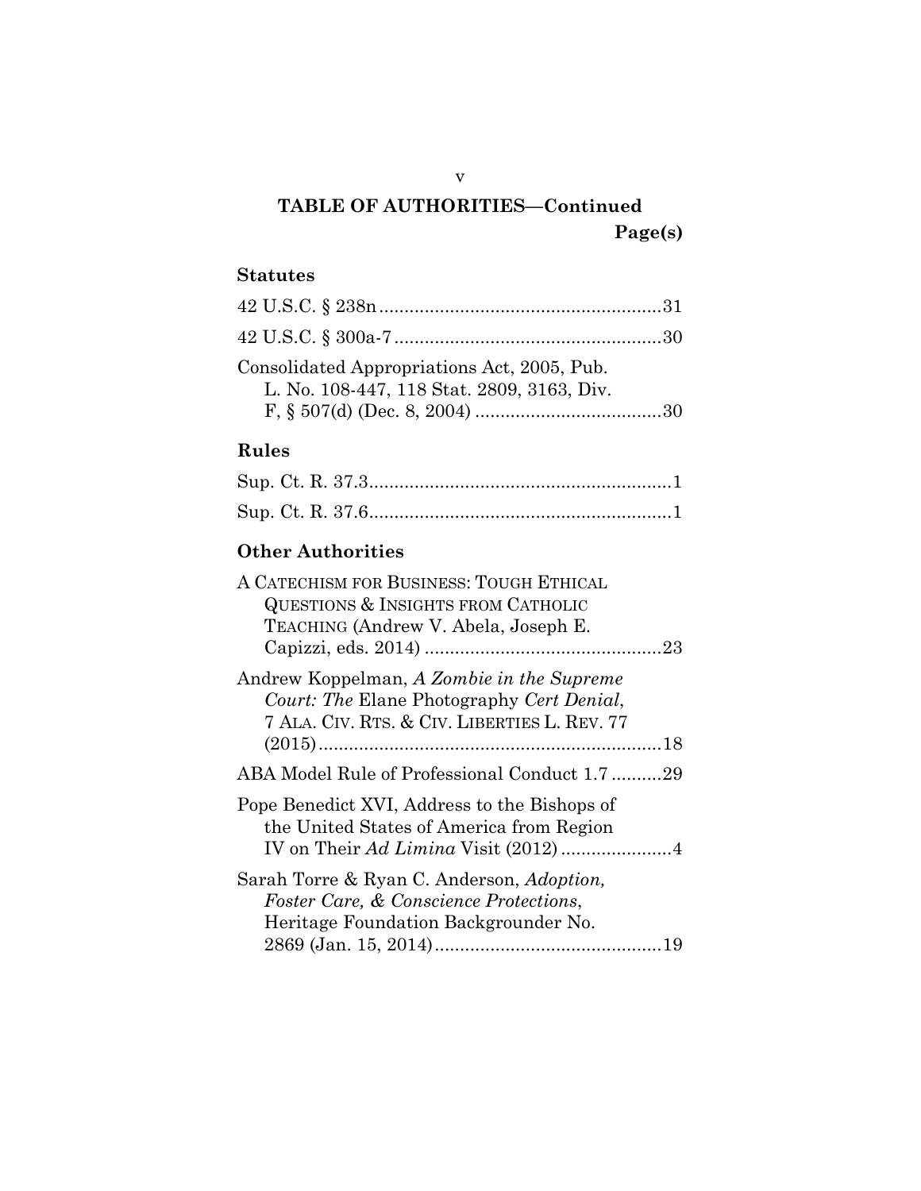## TABLE OF AUTHORITIES—Continued

Page(s)

### Statutes

42 U.S.C. § 238n ........................................................31

42 U.S.C. § 300a-7 .....................................................30

Consolidated Appropriations Act, 2005, Pub. L. No. 108-447, 118 Stat. 2809, 3163, Div. F, § 507(d) (Dec. 8, 2004) .....................................30

### Rules

Sup. Ct. R. 37.3............................................................1

Sup. Ct. R. 37.6............................................................1

### Other Authorities

A CATECHISM FOR BUSINESS: TOUGH ETHICAL QUESTIONS & INSIGHTS FROM CATHOLIC TEACHING (Andrew V. Abela, Joseph E. Capizzi, eds. 2014) ...............................................23

Andrew Koppelman, *A Zombie in the Supreme Court: The* Elane Photography *Cert Denial*, 7 ALA. CIV. RTS. & CIV. LIBERTIES L. REV. 77 (2015)....................................................................18

ABA Model Rule of Professional Conduct 1.7 ..........29

Pope Benedict XVI, Address to the Bishops of the United States of America from Region IV on Their *Ad Limina* Visit (2012) ......................4

Sarah Torre & Ryan C. Anderson, *Adoption, Foster Care, & Conscience Protections*, Heritage Foundation Backgrounder No. 2869 (Jan. 15, 2014).............................................19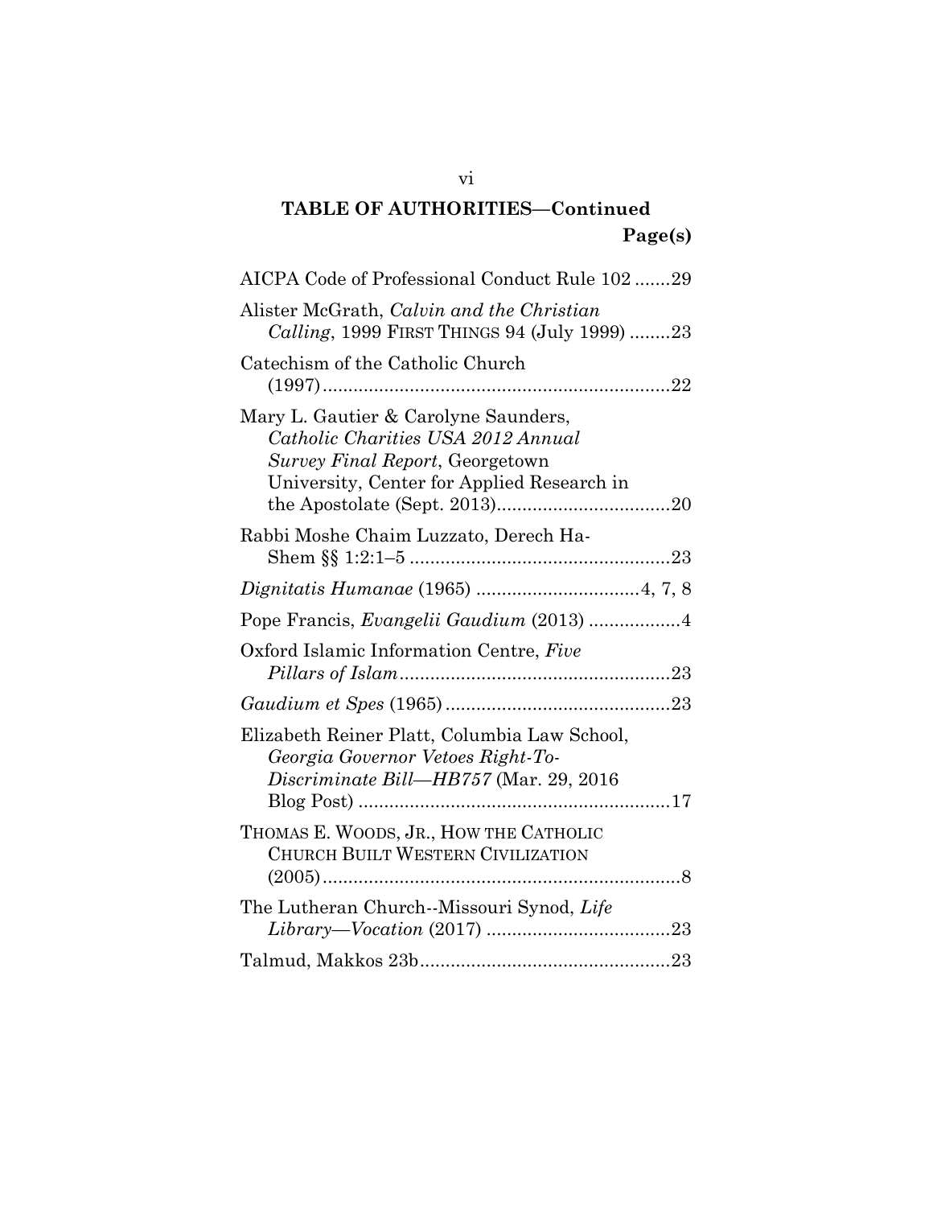## TABLE OF AUTHORITIES—Continued

**Page(s)**

AICPA Code of Professional Conduct Rule 102 .......29

Alister McGrath, *Calvin and the Christian Calling*, 1999 FIRST THINGS 94 (July 1999) ........23

Catechism of the Catholic Church (1997)....................................................................22

Mary L. Gautier & Carolyne Saunders, *Catholic Charities USA 2012 Annual Survey Final Report*, Georgetown University, Center for Applied Research in the Apostolate (Sept. 2013)..................................20

Rabbi Moshe Chaim Luzzato, Derech Ha-Shem §§ 1:2:1–5 ...................................................23

*Dignitatis Humanae* (1965) ................................4, 7, 8

Pope Francis, *Evangelii Gaudium* (2013) ..................4

Oxford Islamic Information Centre, *Five Pillars of Islam*.....................................................23

*Gaudium et Spes* (1965)............................................23

Elizabeth Reiner Platt, Columbia Law School, *Georgia Governor Vetoes Right-To-Discriminate Bill—HB757* (Mar. 29, 2016 Blog Post) .............................................................17

THOMAS E. WOODS, JR., HOW THE CATHOLIC CHURCH BUILT WESTERN CIVILIZATION (2005).......................................................................8

The Lutheran Church--Missouri Synod, *Life Library—Vocation* (2017) ....................................23

Talmud, Makkos 23b.................................................23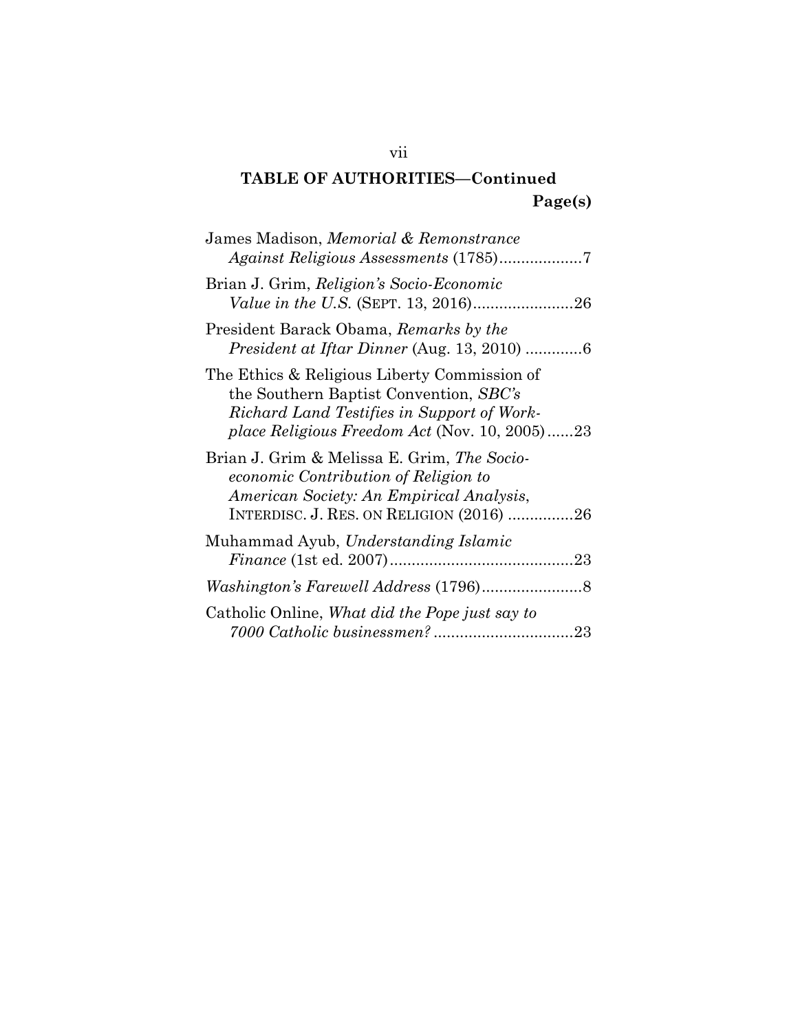## TABLE OF AUTHORITIES—Continued

**Page(s)**

James Madison, *Memorial & Remonstrance Against Religious Assessments* (1785)...................7

Brian J. Grim, *Religion's Socio-Economic Value in the U.S.* (SEPT. 13, 2016).......................26

President Barack Obama, *Remarks by the President at Iftar Dinner* (Aug. 13, 2010) .............6

The Ethics & Religious Liberty Commission of the Southern Baptist Convention, *SBC's Richard Land Testifies in Support of Workplace Religious Freedom Act* (Nov. 10, 2005)......23

Brian J. Grim & Melissa E. Grim, *The Socioeconomic Contribution of Religion to American Society: An Empirical Analysis*, INTERDISC. J. RES. ON RELIGION (2016) ...............26

Muhammad Ayub, *Understanding Islamic Finance* (1st ed. 2007)..........................................23

*Washington's Farewell Address* (1796).......................8

Catholic Online, *What did the Pope just say to 7000 Catholic businessmen?* ................................23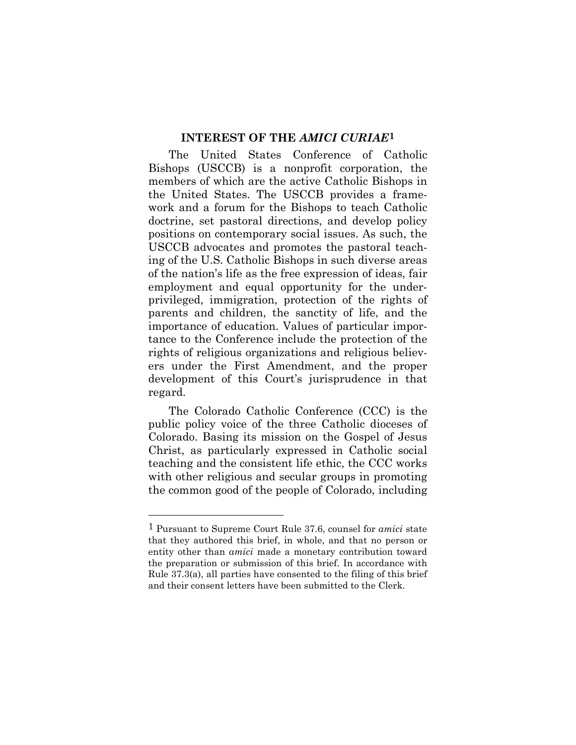## INTEREST OF THE *AMICI CURIAE*[1]

The United States Conference of Catholic Bishops (USCCB) is a nonprofit corporation, the members of which are the active Catholic Bishops in the United States. The USCCB provides a framework and a forum for the Bishops to teach Catholic doctrine, set pastoral directions, and develop policy positions on contemporary social issues. As such, the USCCB advocates and promotes the pastoral teaching of the U.S. Catholic Bishops in such diverse areas of the nation's life as the free expression of ideas, fair employment and equal opportunity for the underprivileged, immigration, protection of the rights of parents and children, the sanctity of life, and the importance of education. Values of particular importance to the Conference include the protection of the rights of religious organizations and religious believers under the First Amendment, and the proper development of this Court's jurisprudence in that regard.

The Colorado Catholic Conference (CCC) is the public policy voice of the three Catholic dioceses of Colorado. Basing its mission on the Gospel of Jesus Christ, as particularly expressed in Catholic social teaching and the consistent life ethic, the CCC works with other religious and secular groups in promoting the common good of the people of Colorado, including

---

[1] Pursuant to Supreme Court Rule 37.6, counsel for *amici* state that they authored this brief, in whole, and that no person or entity other than *amici* made a monetary contribution toward the preparation or submission of this brief. In accordance with Rule 37.3(a), all parties have consented to the filing of this brief and their consent letters have been submitted to the Clerk.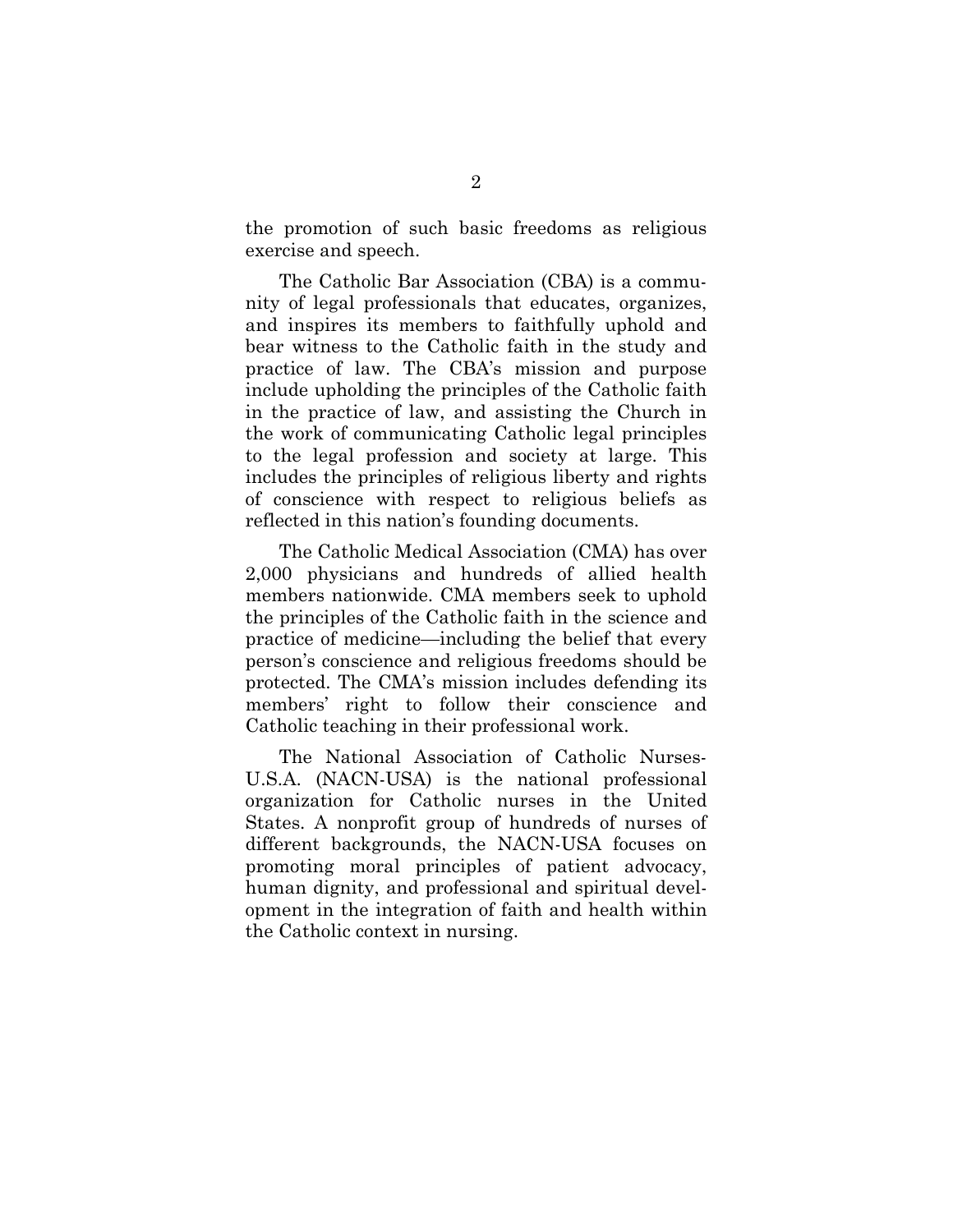the promotion of such basic freedoms as religious exercise and speech.

The Catholic Bar Association (CBA) is a community of legal professionals that educates, organizes, and inspires its members to faithfully uphold and bear witness to the Catholic faith in the study and practice of law. The CBA's mission and purpose include upholding the principles of the Catholic faith in the practice of law, and assisting the Church in the work of communicating Catholic legal principles to the legal profession and society at large. This includes the principles of religious liberty and rights of conscience with respect to religious beliefs as reflected in this nation's founding documents.

The Catholic Medical Association (CMA) has over 2,000 physicians and hundreds of allied health members nationwide. CMA members seek to uphold the principles of the Catholic faith in the science and practice of medicine—including the belief that every person's conscience and religious freedoms should be protected. The CMA's mission includes defending its members' right to follow their conscience and Catholic teaching in their professional work.

The National Association of Catholic Nurses-U.S.A. (NACN-USA) is the national professional organization for Catholic nurses in the United States. A nonprofit group of hundreds of nurses of different backgrounds, the NACN-USA focuses on promoting moral principles of patient advocacy, human dignity, and professional and spiritual development in the integration of faith and health within the Catholic context in nursing.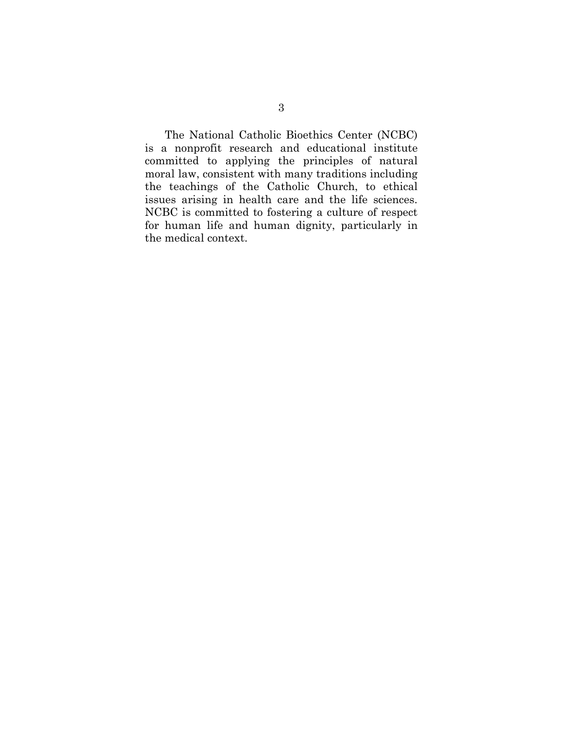The National Catholic Bioethics Center (NCBC) is a nonprofit research and educational institute committed to applying the principles of natural moral law, consistent with many traditions including the teachings of the Catholic Church, to ethical issues arising in health care and the life sciences. NCBC is committed to fostering a culture of respect for human life and human dignity, particularly in the medical context.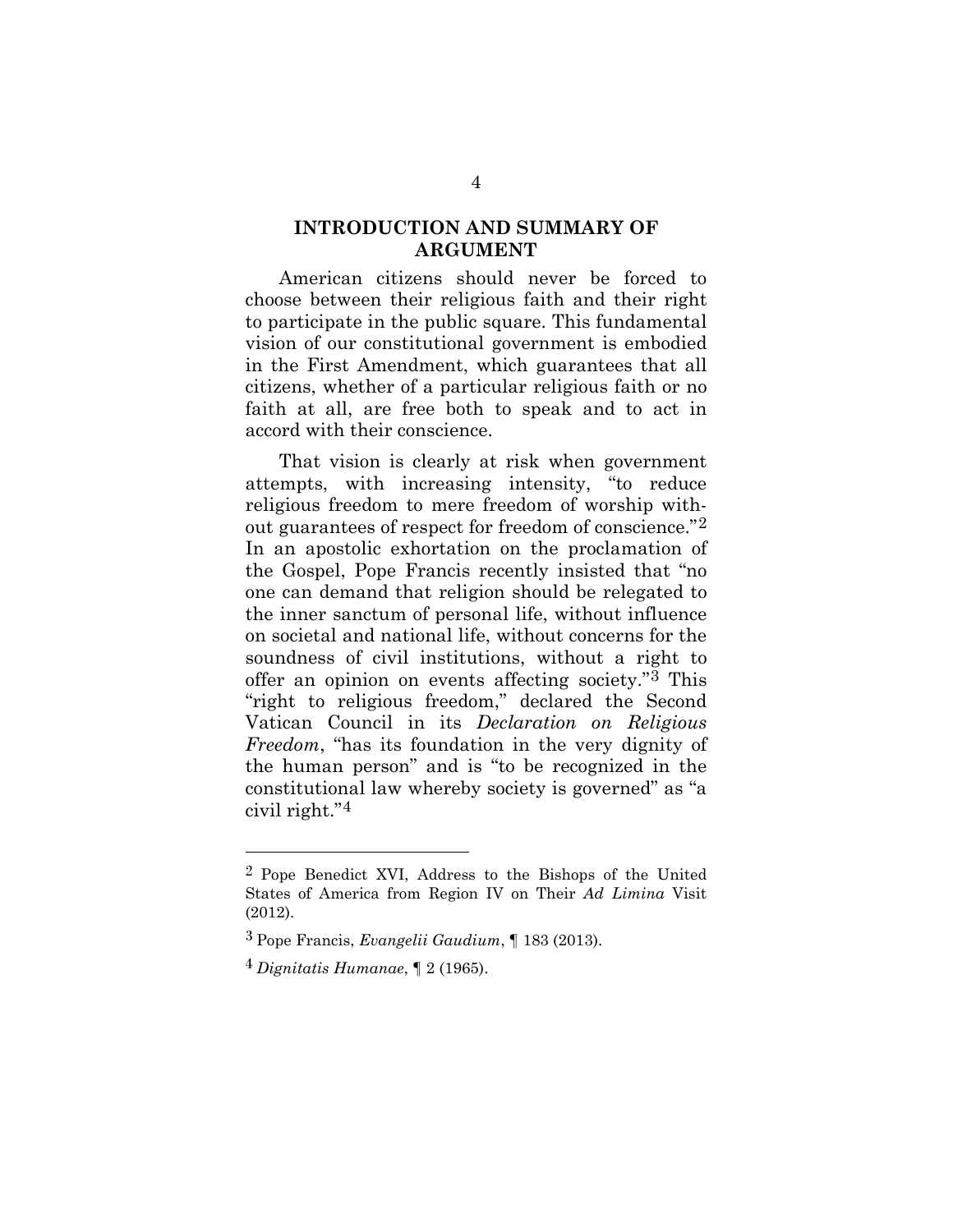## INTRODUCTION AND SUMMARY OF ARGUMENT

American citizens should never be forced to choose between their religious faith and their right to participate in the public square. This fundamental vision of our constitutional government is embodied in the First Amendment, which guarantees that all citizens, whether of a particular religious faith or no faith at all, are free both to speak and to act in accord with their conscience.

That vision is clearly at risk when government attempts, with increasing intensity, "to reduce religious freedom to mere freedom of worship without guarantees of respect for freedom of conscience."[2] In an apostolic exhortation on the proclamation of the Gospel, Pope Francis recently insisted that "no one can demand that religion should be relegated to the inner sanctum of personal life, without influence on societal and national life, without concerns for the soundness of civil institutions, without a right to offer an opinion on events affecting society."[3] This "right to religious freedom," declared the Second Vatican Council in its *Declaration on Religious Freedom*, "has its foundation in the very dignity of the human person" and is "to be recognized in the constitutional law whereby society is governed" as "a civil right."[4]

---

[2] Pope Benedict XVI, Address to the Bishops of the United States of America from Region IV on Their *Ad Limina* Visit (2012).

[3] Pope Francis, *Evangelii Gaudium*, ¶ 183 (2013).

[4] *Dignitatis Humanae*, ¶ 2 (1965).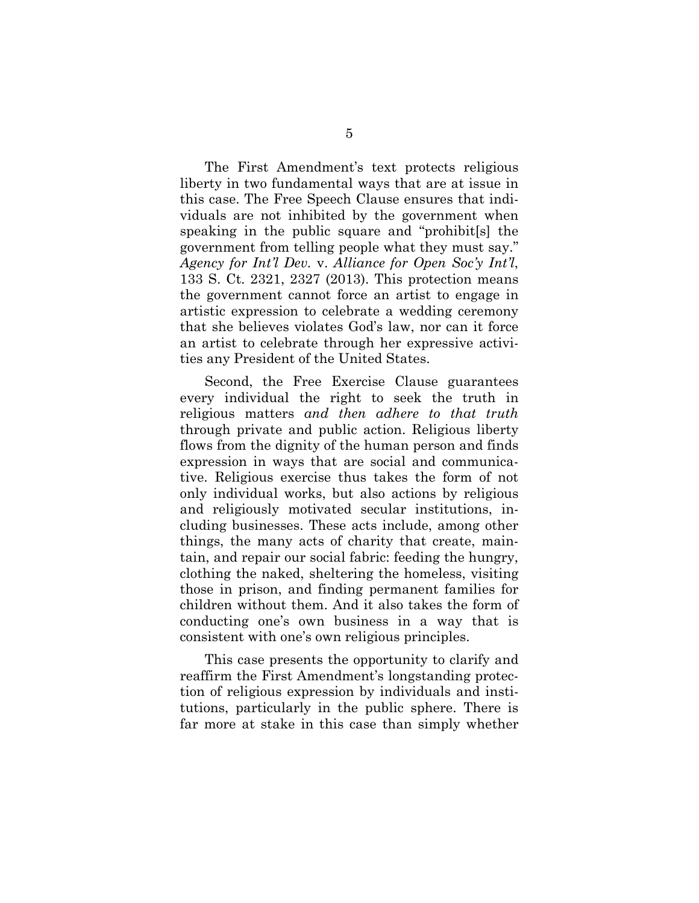The First Amendment's text protects religious liberty in two fundamental ways that are at issue in this case. The Free Speech Clause ensures that individuals are not inhibited by the government when speaking in the public square and "prohibit[s] the government from telling people what they must say." *Agency for Int'l Dev.* v. *Alliance for Open Soc'y Int'l*, 133 S. Ct. 2321, 2327 (2013). This protection means the government cannot force an artist to engage in artistic expression to celebrate a wedding ceremony that she believes violates God's law, nor can it force an artist to celebrate through her expressive activities any President of the United States.

Second, the Free Exercise Clause guarantees every individual the right to seek the truth in religious matters *and then adhere to that truth* through private and public action. Religious liberty flows from the dignity of the human person and finds expression in ways that are social and communicative. Religious exercise thus takes the form of not only individual works, but also actions by religious and religiously motivated secular institutions, including businesses. These acts include, among other things, the many acts of charity that create, maintain, and repair our social fabric: feeding the hungry, clothing the naked, sheltering the homeless, visiting those in prison, and finding permanent families for children without them. And it also takes the form of conducting one's own business in a way that is consistent with one's own religious principles.

This case presents the opportunity to clarify and reaffirm the First Amendment's longstanding protection of religious expression by individuals and institutions, particularly in the public sphere. There is far more at stake in this case than simply whether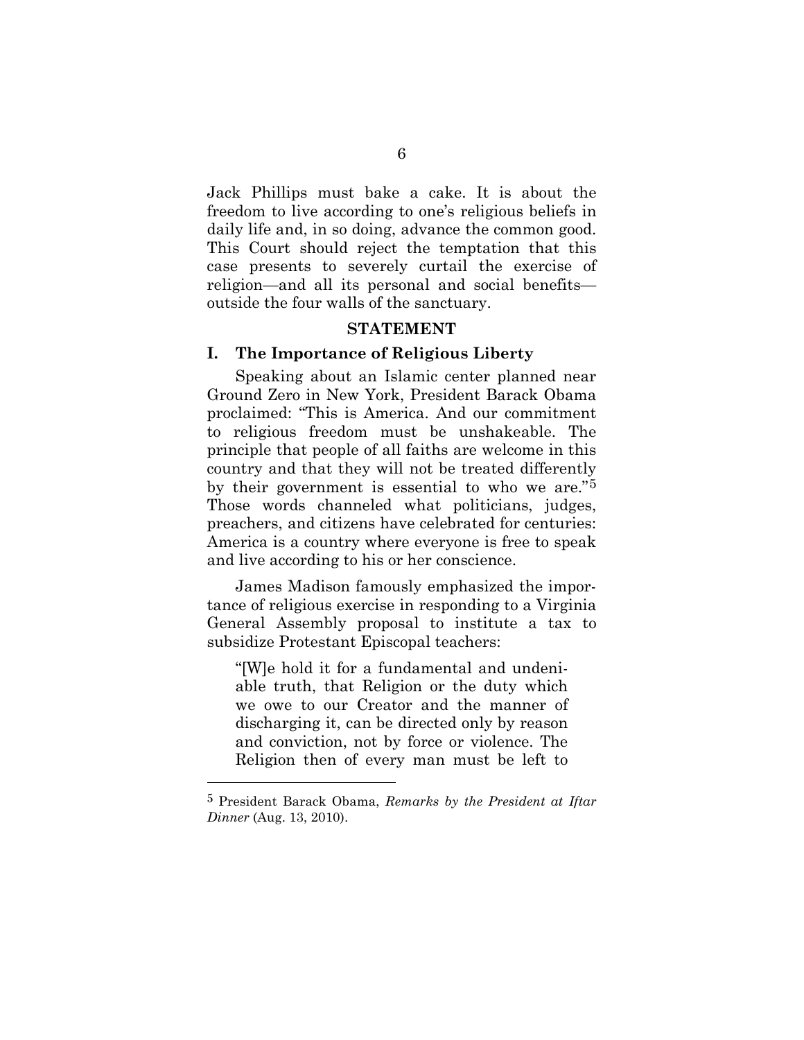Jack Phillips must bake a cake. It is about the freedom to live according to one's religious beliefs in daily life and, in so doing, advance the common good. This Court should reject the temptation that this case presents to severely curtail the exercise of religion—and all its personal and social benefits—outside the four walls of the sanctuary.

## STATEMENT

### I. The Importance of Religious Liberty

Speaking about an Islamic center planned near Ground Zero in New York, President Barack Obama proclaimed: "This is America. And our commitment to religious freedom must be unshakeable. The principle that people of all faiths are welcome in this country and that they will not be treated differently by their government is essential to who we are."[5] Those words channeled what politicians, judges, preachers, and citizens have celebrated for centuries: America is a country where everyone is free to speak and live according to his or her conscience.

James Madison famously emphasized the importance of religious exercise in responding to a Virginia General Assembly proposal to institute a tax to subsidize Protestant Episcopal teachers:

> "[W]e hold it for a fundamental and undeniable truth, that Religion or the duty which we owe to our Creator and the manner of discharging it, can be directed only by reason and conviction, not by force or violence. The Religion then of every man must be left to

---

[5] President Barack Obama, *Remarks by the President at Iftar Dinner* (Aug. 13, 2010).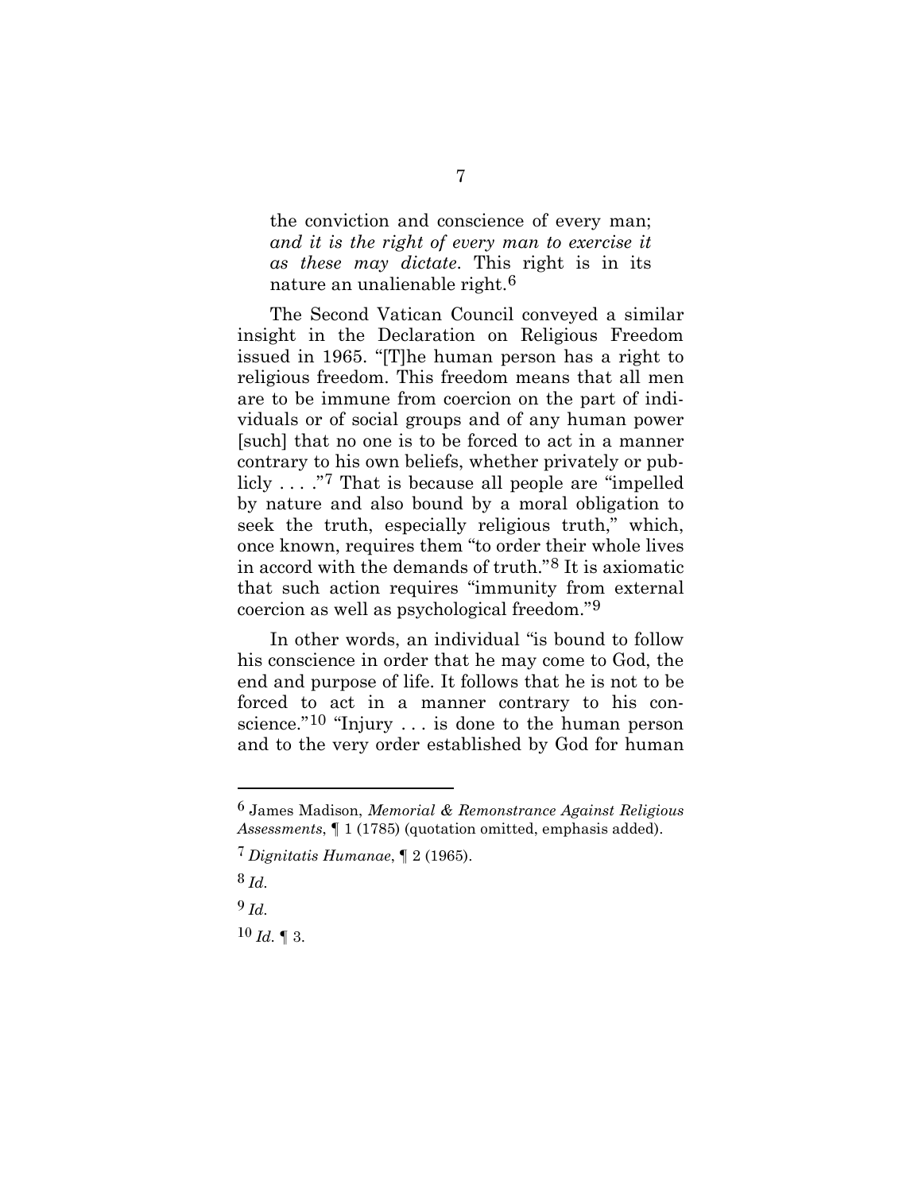> the conviction and conscience of every man; *and it is the right of every man to exercise it as these may dictate*. This right is in its nature an unalienable right.[6]

The Second Vatican Council conveyed a similar insight in the Declaration on Religious Freedom issued in 1965. "[T]he human person has a right to religious freedom. This freedom means that all men are to be immune from coercion on the part of individuals or of social groups and of any human power [such] that no one is to be forced to act in a manner contrary to his own beliefs, whether privately or publicly . . . ."[7] That is because all people are "impelled by nature and also bound by a moral obligation to seek the truth, especially religious truth," which, once known, requires them "to order their whole lives in accord with the demands of truth."[8] It is axiomatic that such action requires "immunity from external coercion as well as psychological freedom."[9]

In other words, an individual "is bound to follow his conscience in order that he may come to God, the end and purpose of life. It follows that he is not to be forced to act in a manner contrary to his conscience."[10] "Injury . . . is done to the human person and to the very order established by God for human

---

[6] James Madison, *Memorial & Remonstrance Against Religious Assessments*, ¶ 1 (1785) (quotation omitted, emphasis added).

[7] *Dignitatis Humanae*, ¶ 2 (1965).

[8] *Id.*

[9] *Id.*

[10] *Id.* ¶ 3.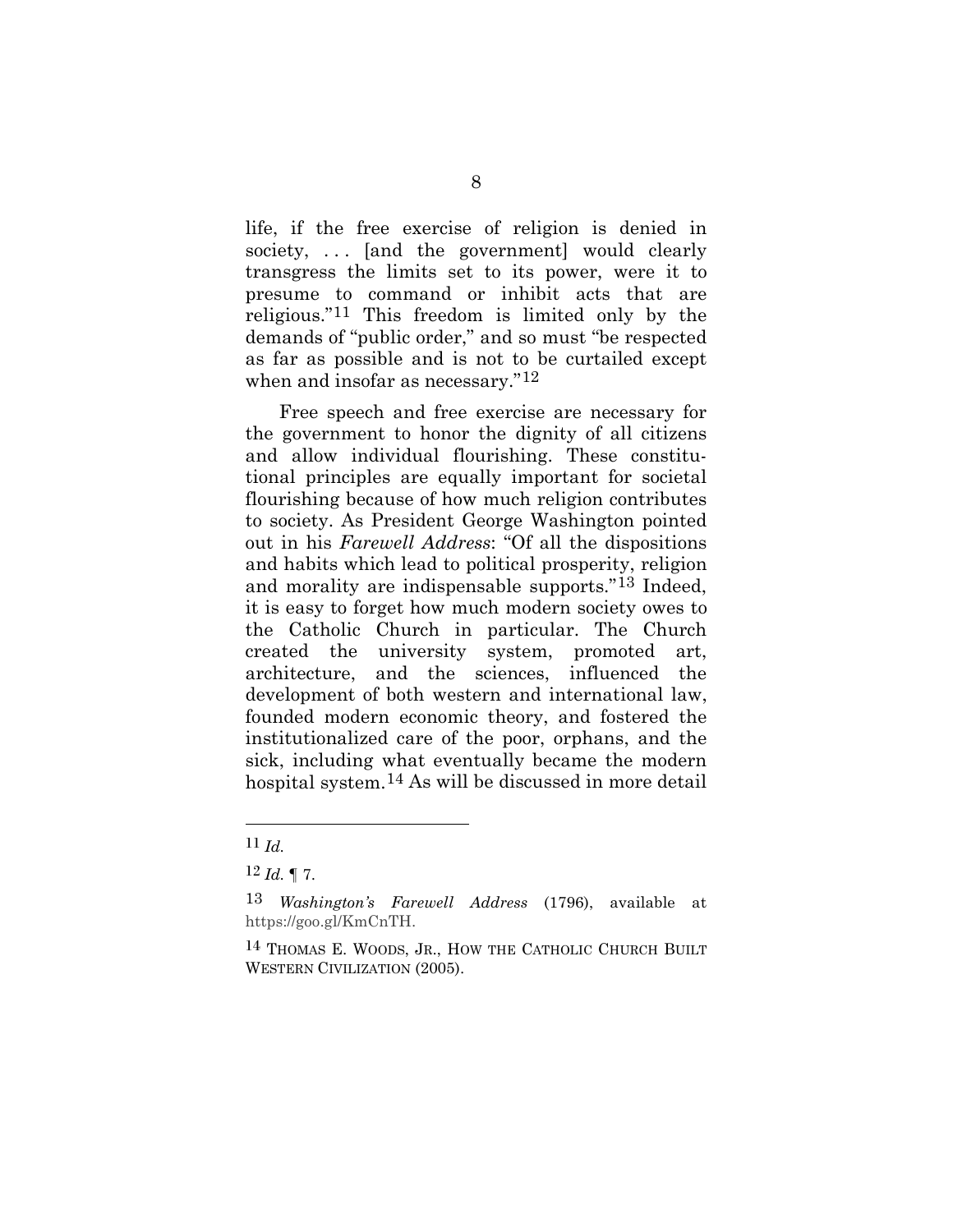life, if the free exercise of religion is denied in society, . . . [and the government] would clearly transgress the limits set to its power, were it to presume to command or inhibit acts that are religious."[11] This freedom is limited only by the demands of "public order," and so must "be respected as far as possible and is not to be curtailed except when and insofar as necessary."[12]

Free speech and free exercise are necessary for the government to honor the dignity of all citizens and allow individual flourishing. These constitutional principles are equally important for societal flourishing because of how much religion contributes to society. As President George Washington pointed out in his *Farewell Address*: "Of all the dispositions and habits which lead to political prosperity, religion and morality are indispensable supports."[13] Indeed, it is easy to forget how much modern society owes to the Catholic Church in particular. The Church created the university system, promoted art, architecture, and the sciences, influenced the development of both western and international law, founded modern economic theory, and fostered the institutionalized care of the poor, orphans, and the sick, including what eventually became the modern hospital system.[14] As will be discussed in more detail

---

[11] *Id.*

[12] *Id.* ¶ 7.

[13] *Washington's Farewell Address* (1796), available at https://goo.gl/KmCnTH.

[14] THOMAS E. WOODS, JR., HOW THE CATHOLIC CHURCH BUILT WESTERN CIVILIZATION (2005).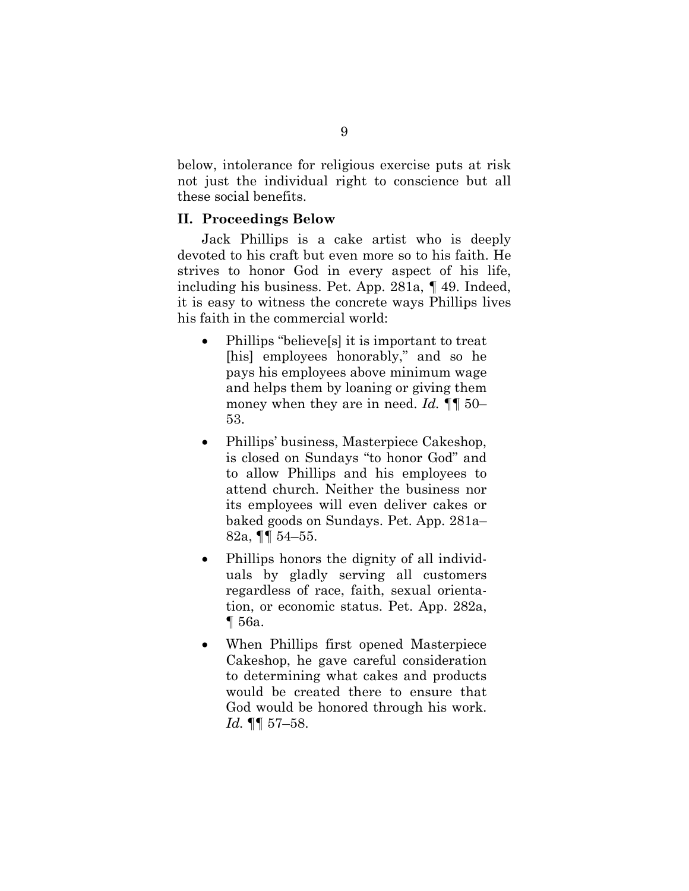below, intolerance for religious exercise puts at risk not just the individual right to conscience but all these social benefits.

## II. Proceedings Below

Jack Phillips is a cake artist who is deeply devoted to his craft but even more so to his faith. He strives to honor God in every aspect of his life, including his business. Pet. App. 281a, ¶ 49. Indeed, it is easy to witness the concrete ways Phillips lives his faith in the commercial world:

- Phillips "believe[s] it is important to treat [his] employees honorably," and so he pays his employees above minimum wage and helps them by loaning or giving them money when they are in need. *Id.* ¶¶ 50–53.
- Phillips' business, Masterpiece Cakeshop, is closed on Sundays "to honor God" and to allow Phillips and his employees to attend church. Neither the business nor its employees will even deliver cakes or baked goods on Sundays. Pet. App. 281a–82a, ¶¶ 54–55.
- Phillips honors the dignity of all individuals by gladly serving all customers regardless of race, faith, sexual orientation, or economic status. Pet. App. 282a, ¶ 56a.
- When Phillips first opened Masterpiece Cakeshop, he gave careful consideration to determining what cakes and products would be created there to ensure that God would be honored through his work. *Id.* ¶¶ 57–58.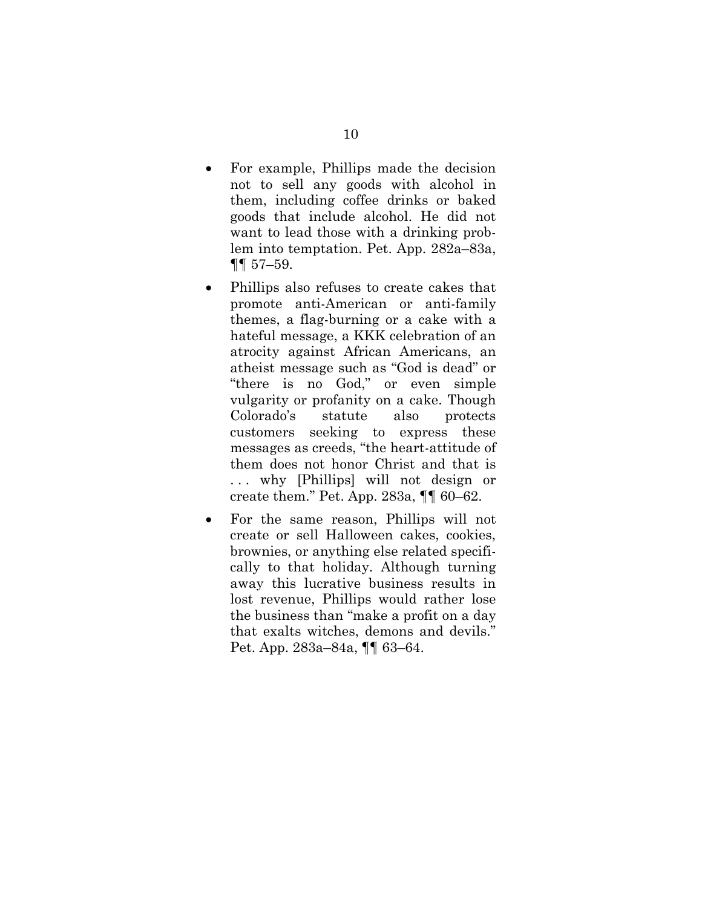- For example, Phillips made the decision not to sell any goods with alcohol in them, including coffee drinks or baked goods that include alcohol. He did not want to lead those with a drinking problem into temptation. Pet. App. 282a–83a, ¶¶ 57–59.

- Phillips also refuses to create cakes that promote anti-American or anti-family themes, a flag-burning or a cake with a hateful message, a KKK celebration of an atrocity against African Americans, an atheist message such as "God is dead" or "there is no God," or even simple vulgarity or profanity on a cake. Though Colorado's statute also protects customers seeking to express these messages as creeds, "the heart-attitude of them does not honor Christ and that is . . . why [Phillips] will not design or create them." Pet. App. 283a, ¶¶ 60–62.

- For the same reason, Phillips will not create or sell Halloween cakes, cookies, brownies, or anything else related specifically to that holiday. Although turning away this lucrative business results in lost revenue, Phillips would rather lose the business than "make a profit on a day that exalts witches, demons and devils." Pet. App. 283a–84a, ¶¶ 63–64.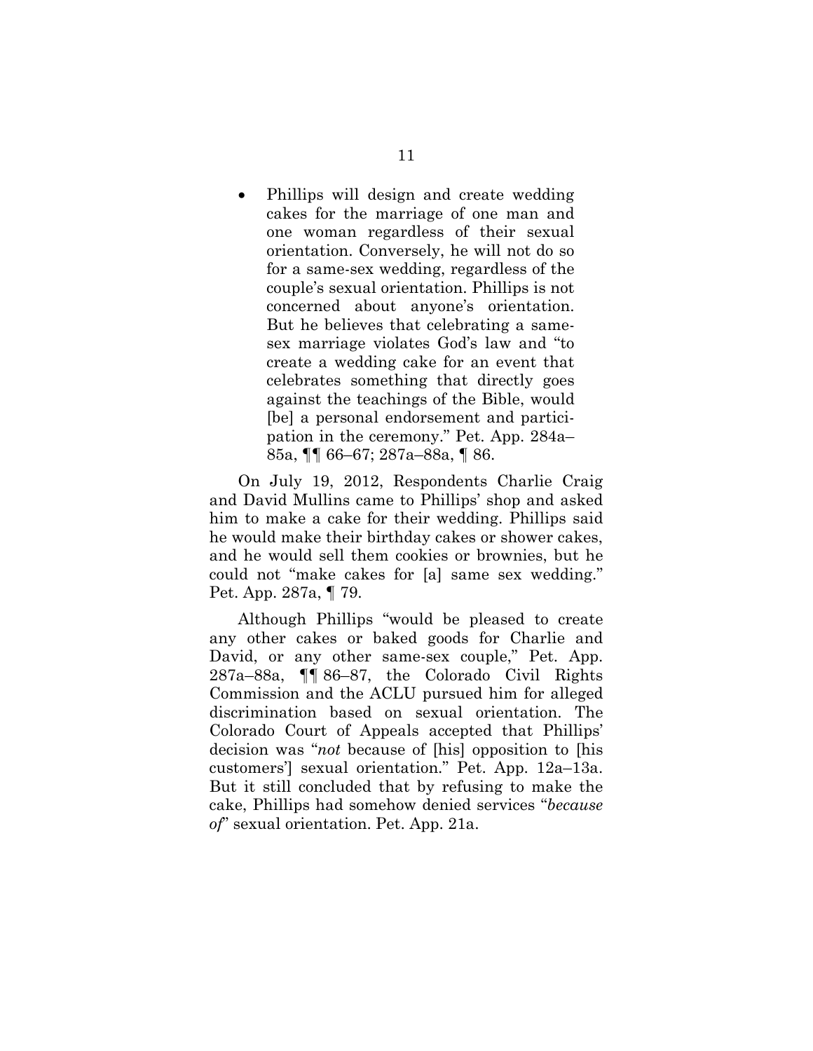- Phillips will design and create wedding cakes for the marriage of one man and one woman regardless of their sexual orientation. Conversely, he will not do so for a same-sex wedding, regardless of the couple's sexual orientation. Phillips is not concerned about anyone's orientation. But he believes that celebrating a same-sex marriage violates God's law and "to create a wedding cake for an event that celebrates something that directly goes against the teachings of the Bible, would [be] a personal endorsement and participation in the ceremony." Pet. App. 284a–85a, ¶¶ 66–67; 287a–88a, ¶ 86.

On July 19, 2012, Respondents Charlie Craig and David Mullins came to Phillips' shop and asked him to make a cake for their wedding. Phillips said he would make their birthday cakes or shower cakes, and he would sell them cookies or brownies, but he could not "make cakes for [a] same sex wedding." Pet. App. 287a, ¶ 79.

Although Phillips "would be pleased to create any other cakes or baked goods for Charlie and David, or any other same-sex couple," Pet. App. 287a–88a, ¶¶ 86–87, the Colorado Civil Rights Commission and the ACLU pursued him for alleged discrimination based on sexual orientation. The Colorado Court of Appeals accepted that Phillips' decision was "*not* because of [his] opposition to [his customers'] sexual orientation." Pet. App. 12a–13a. But it still concluded that by refusing to make the cake, Phillips had somehow denied services "*because of*" sexual orientation. Pet. App. 21a.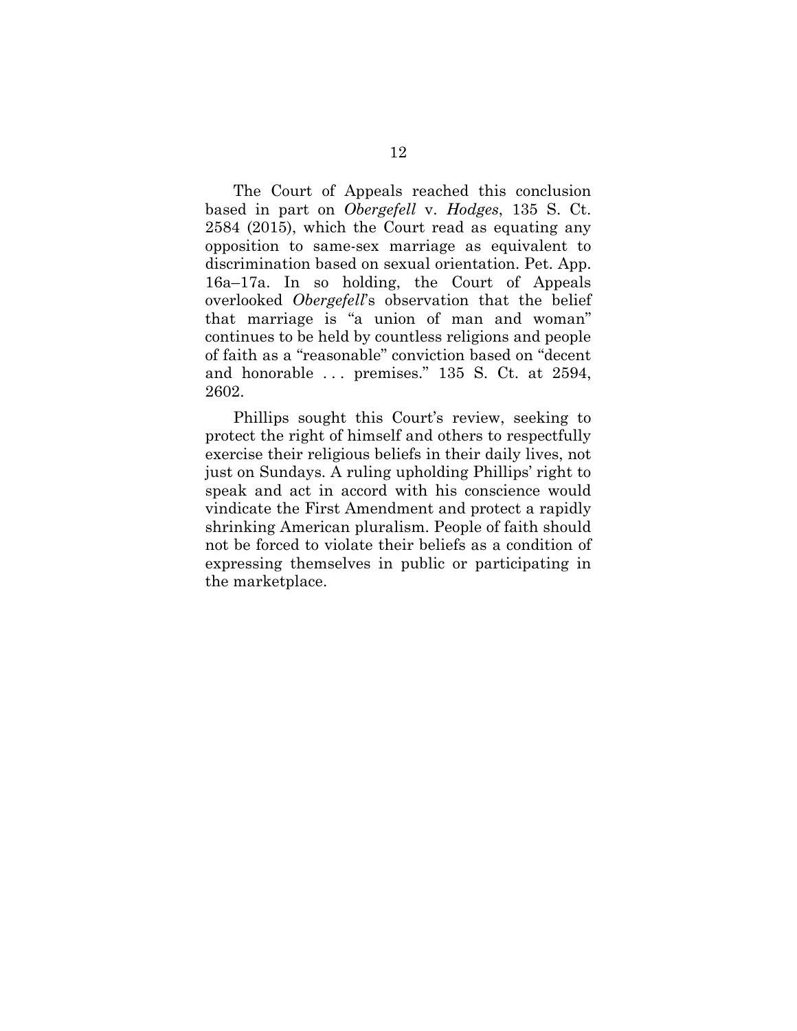The Court of Appeals reached this conclusion based in part on *Obergefell* v. *Hodges*, 135 S. Ct. 2584 (2015), which the Court read as equating any opposition to same-sex marriage as equivalent to discrimination based on sexual orientation. Pet. App. 16a–17a. In so holding, the Court of Appeals overlooked *Obergefell*'s observation that the belief that marriage is "a union of man and woman" continues to be held by countless religions and people of faith as a "reasonable" conviction based on "decent and honorable . . . premises." 135 S. Ct. at 2594, 2602.

Phillips sought this Court's review, seeking to protect the right of himself and others to respectfully exercise their religious beliefs in their daily lives, not just on Sundays. A ruling upholding Phillips' right to speak and act in accord with his conscience would vindicate the First Amendment and protect a rapidly shrinking American pluralism. People of faith should not be forced to violate their beliefs as a condition of expressing themselves in public or participating in the marketplace.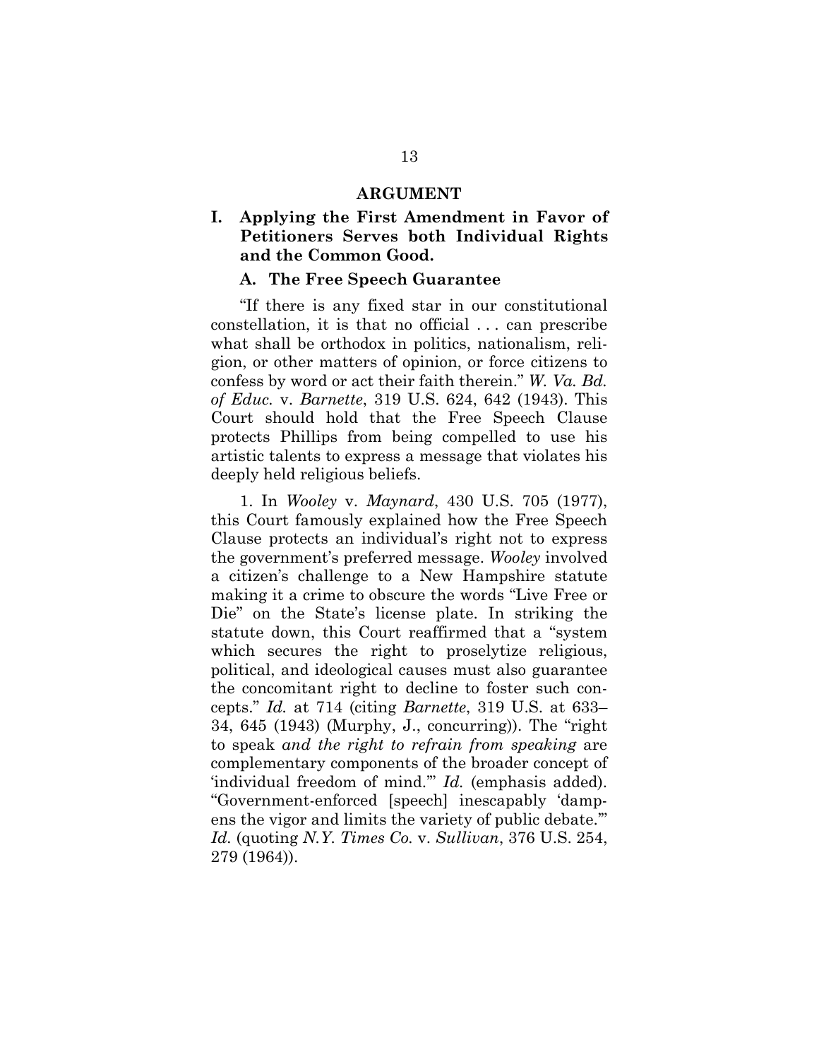## ARGUMENT

### I. Applying the First Amendment in Favor of Petitioners Serves both Individual Rights and the Common Good.

#### A. The Free Speech Guarantee

"If there is any fixed star in our constitutional constellation, it is that no official . . . can prescribe what shall be orthodox in politics, nationalism, religion, or other matters of opinion, or force citizens to confess by word or act their faith therein." *W. Va. Bd. of Educ.* v. *Barnette*, 319 U.S. 624, 642 (1943). This Court should hold that the Free Speech Clause protects Phillips from being compelled to use his artistic talents to express a message that violates his deeply held religious beliefs.

1. In *Wooley* v. *Maynard*, 430 U.S. 705 (1977), this Court famously explained how the Free Speech Clause protects an individual's right not to express the government's preferred message. *Wooley* involved a citizen's challenge to a New Hampshire statute making it a crime to obscure the words "Live Free or Die" on the State's license plate. In striking the statute down, this Court reaffirmed that a "system which secures the right to proselytize religious, political, and ideological causes must also guarantee the concomitant right to decline to foster such concepts." *Id.* at 714 (citing *Barnette*, 319 U.S. at 633–34, 645 (1943) (Murphy, J., concurring)). The "right to speak *and the right to refrain from speaking* are complementary components of the broader concept of 'individual freedom of mind.'" *Id.* (emphasis added). "Government-enforced [speech] inescapably 'dampens the vigor and limits the variety of public debate.'" *Id.* (quoting *N.Y. Times Co.* v. *Sullivan*, 376 U.S. 254, 279 (1964)).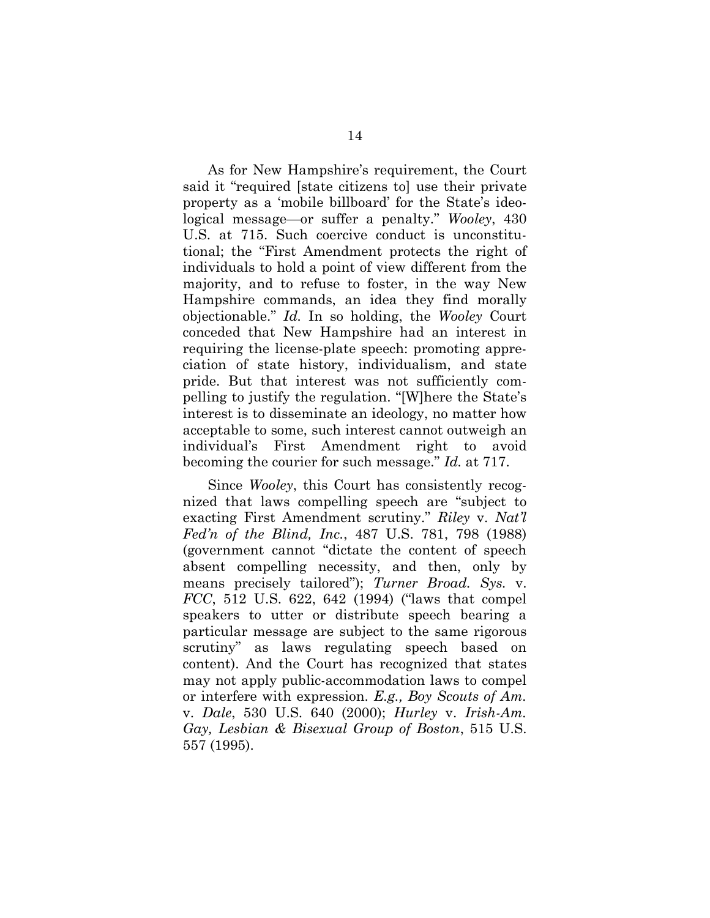As for New Hampshire's requirement, the Court said it "required [state citizens to] use their private property as a 'mobile billboard' for the State's ideological message—or suffer a penalty." *Wooley*, 430 U.S. at 715. Such coercive conduct is unconstitutional; the "First Amendment protects the right of individuals to hold a point of view different from the majority, and to refuse to foster, in the way New Hampshire commands, an idea they find morally objectionable." *Id.* In so holding, the *Wooley* Court conceded that New Hampshire had an interest in requiring the license-plate speech: promoting appreciation of state history, individualism, and state pride. But that interest was not sufficiently compelling to justify the regulation. "[W]here the State's interest is to disseminate an ideology, no matter how acceptable to some, such interest cannot outweigh an individual's First Amendment right to avoid becoming the courier for such message." *Id.* at 717.

Since *Wooley*, this Court has consistently recognized that laws compelling speech are "subject to exacting First Amendment scrutiny." *Riley* v. *Nat'l Fed'n of the Blind, Inc.*, 487 U.S. 781, 798 (1988) (government cannot "dictate the content of speech absent compelling necessity, and then, only by means precisely tailored"); *Turner Broad. Sys.* v. *FCC*, 512 U.S. 622, 642 (1994) ("laws that compel speakers to utter or distribute speech bearing a particular message are subject to the same rigorous scrutiny" as laws regulating speech based on content). And the Court has recognized that states may not apply public-accommodation laws to compel or interfere with expression. *E.g., Boy Scouts of Am.* v. *Dale*, 530 U.S. 640 (2000); *Hurley* v. *Irish-Am. Gay, Lesbian & Bisexual Group of Boston*, 515 U.S. 557 (1995).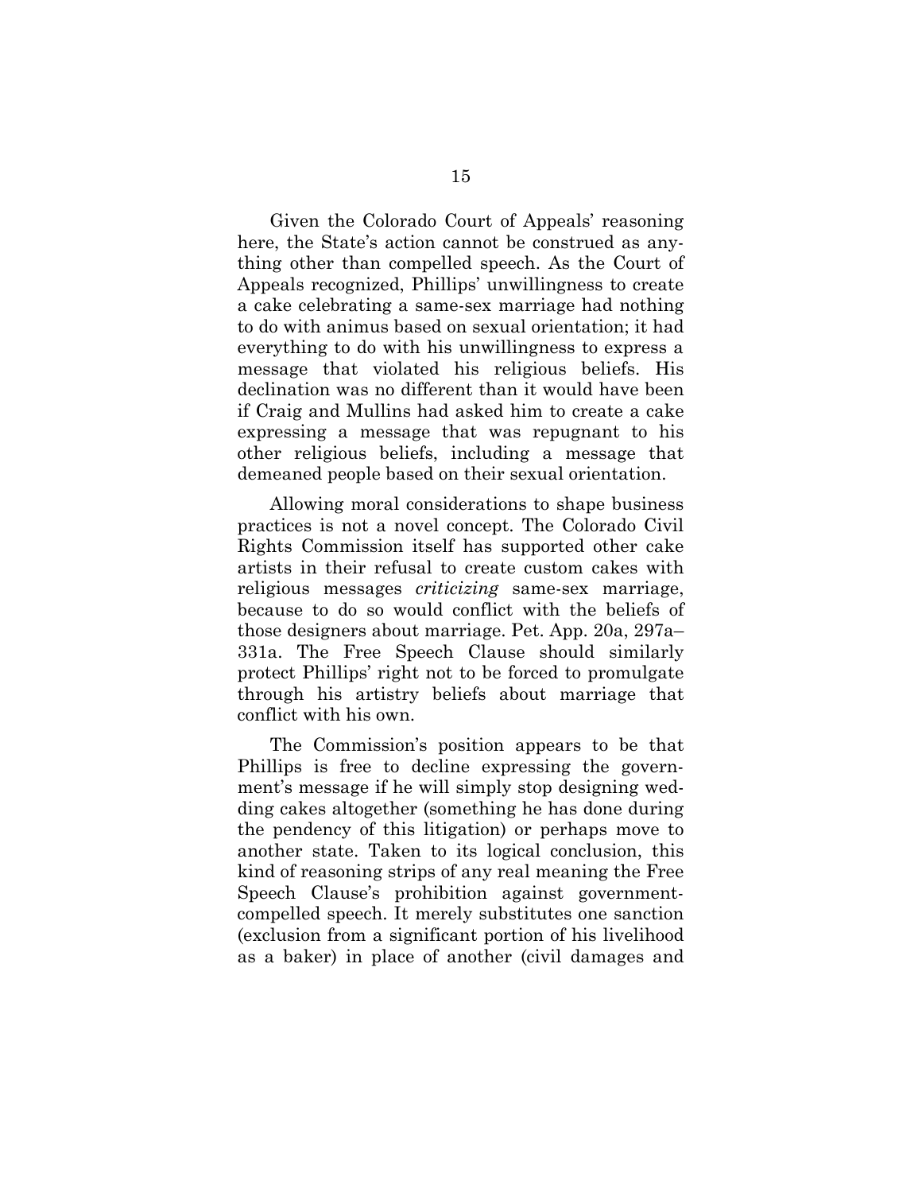Given the Colorado Court of Appeals' reasoning here, the State's action cannot be construed as anything other than compelled speech. As the Court of Appeals recognized, Phillips' unwillingness to create a cake celebrating a same-sex marriage had nothing to do with animus based on sexual orientation; it had everything to do with his unwillingness to express a message that violated his religious beliefs. His declination was no different than it would have been if Craig and Mullins had asked him to create a cake expressing a message that was repugnant to his other religious beliefs, including a message that demeaned people based on their sexual orientation.

Allowing moral considerations to shape business practices is not a novel concept. The Colorado Civil Rights Commission itself has supported other cake artists in their refusal to create custom cakes with religious messages *criticizing* same-sex marriage, because to do so would conflict with the beliefs of those designers about marriage. Pet. App. 20a, 297a–331a. The Free Speech Clause should similarly protect Phillips' right not to be forced to promulgate through his artistry beliefs about marriage that conflict with his own.

The Commission's position appears to be that Phillips is free to decline expressing the government's message if he will simply stop designing wedding cakes altogether (something he has done during the pendency of this litigation) or perhaps move to another state. Taken to its logical conclusion, this kind of reasoning strips of any real meaning the Free Speech Clause's prohibition against government-compelled speech. It merely substitutes one sanction (exclusion from a significant portion of his livelihood as a baker) in place of another (civil damages and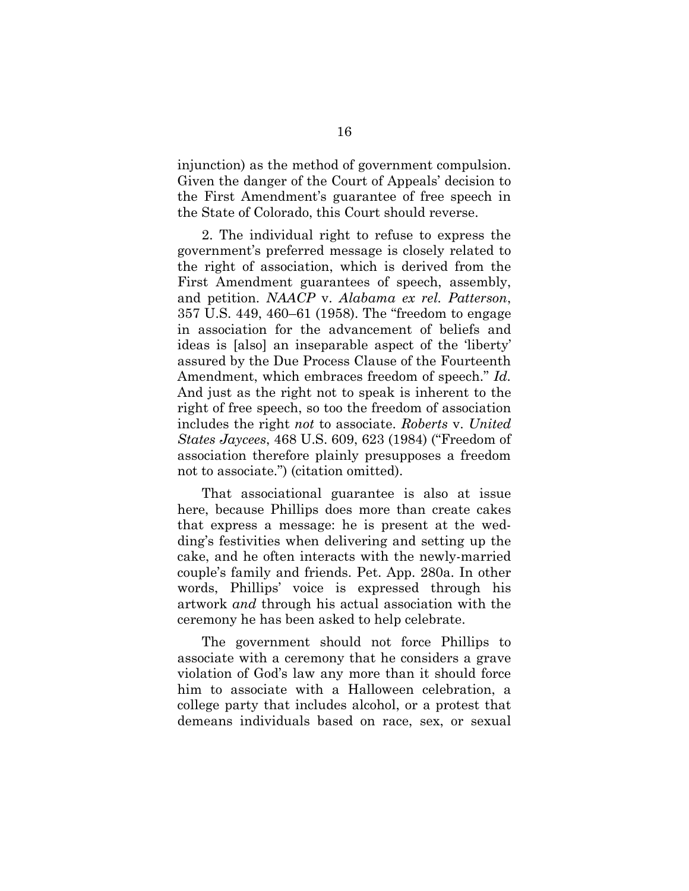injunction) as the method of government compulsion. Given the danger of the Court of Appeals' decision to the First Amendment's guarantee of free speech in the State of Colorado, this Court should reverse.

2. The individual right to refuse to express the government's preferred message is closely related to the right of association, which is derived from the First Amendment guarantees of speech, assembly, and petition. *NAACP* v. *Alabama ex rel. Patterson*, 357 U.S. 449, 460–61 (1958). The "freedom to engage in association for the advancement of beliefs and ideas is [also] an inseparable aspect of the 'liberty' assured by the Due Process Clause of the Fourteenth Amendment, which embraces freedom of speech." *Id.* And just as the right not to speak is inherent to the right of free speech, so too the freedom of association includes the right *not* to associate. *Roberts* v. *United States Jaycees*, 468 U.S. 609, 623 (1984) ("Freedom of association therefore plainly presupposes a freedom not to associate.") (citation omitted).

That associational guarantee is also at issue here, because Phillips does more than create cakes that express a message: he is present at the wedding's festivities when delivering and setting up the cake, and he often interacts with the newly-married couple's family and friends. Pet. App. 280a. In other words, Phillips' voice is expressed through his artwork *and* through his actual association with the ceremony he has been asked to help celebrate.

The government should not force Phillips to associate with a ceremony that he considers a grave violation of God's law any more than it should force him to associate with a Halloween celebration, a college party that includes alcohol, or a protest that demeans individuals based on race, sex, or sexual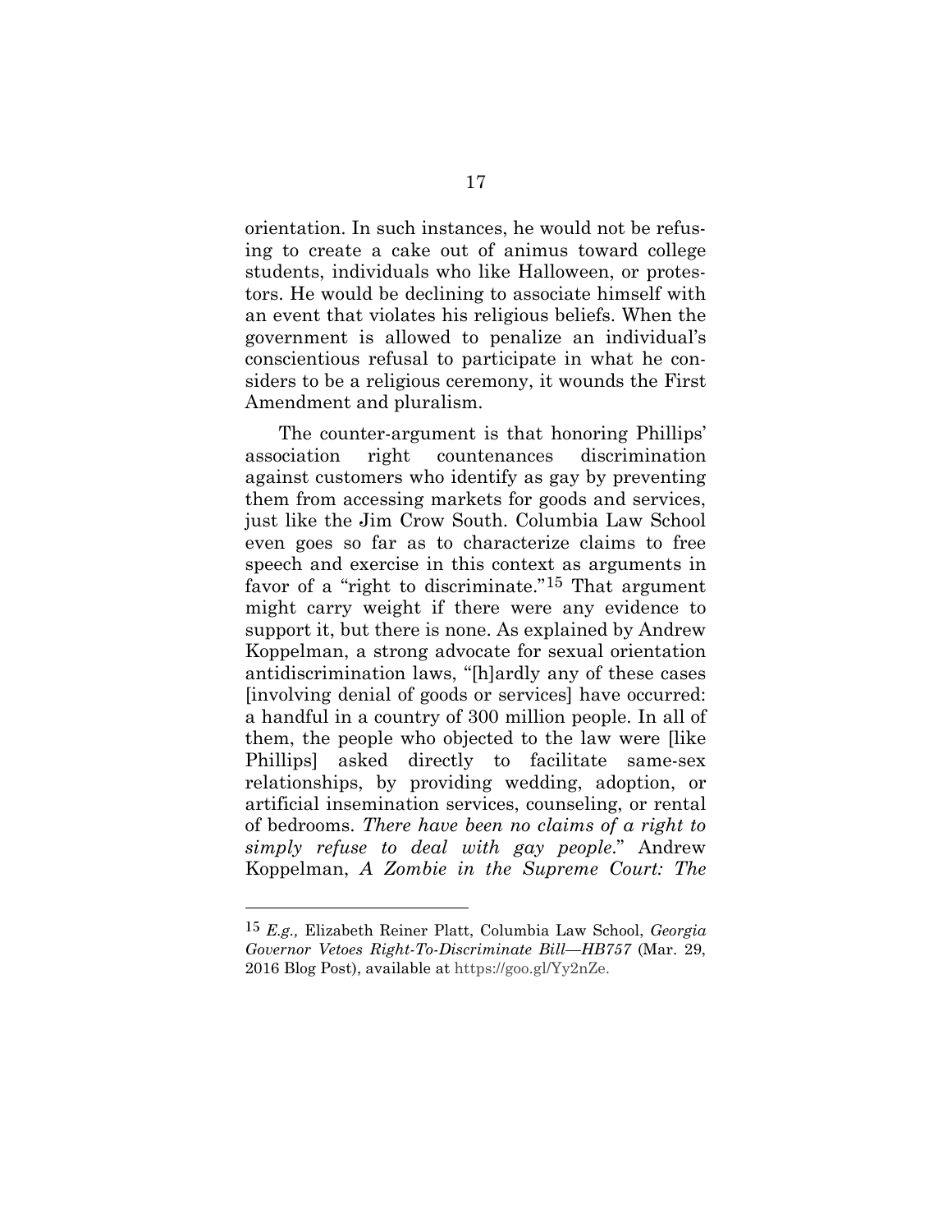orientation. In such instances, he would not be refusing to create a cake out of animus toward college students, individuals who like Halloween, or protestors. He would be declining to associate himself with an event that violates his religious beliefs. When the government is allowed to penalize an individual's conscientious refusal to participate in what he considers to be a religious ceremony, it wounds the First Amendment and pluralism.

The counter-argument is that honoring Phillips' association right countenances discrimination against customers who identify as gay by preventing them from accessing markets for goods and services, just like the Jim Crow South. Columbia Law School even goes so far as to characterize claims to free speech and exercise in this context as arguments in favor of a "right to discriminate."[15] That argument might carry weight if there were any evidence to support it, but there is none. As explained by Andrew Koppelman, a strong advocate for sexual orientation antidiscrimination laws, "[h]ardly any of these cases [involving denial of goods or services] have occurred: a handful in a country of 300 million people. In all of them, the people who objected to the law were [like Phillips] asked directly to facilitate same-sex relationships, by providing wedding, adoption, or artificial insemination services, counseling, or rental of bedrooms. *There have been no claims of a right to simply refuse to deal with gay people*." Andrew Koppelman, *A Zombie in the Supreme Court: The*

---

[15] *E.g.,* Elizabeth Reiner Platt, Columbia Law School, *Georgia Governor Vetoes Right-To-Discriminate Bill—HB757* (Mar. 29, 2016 Blog Post), available at https://goo.gl/Yy2nZe.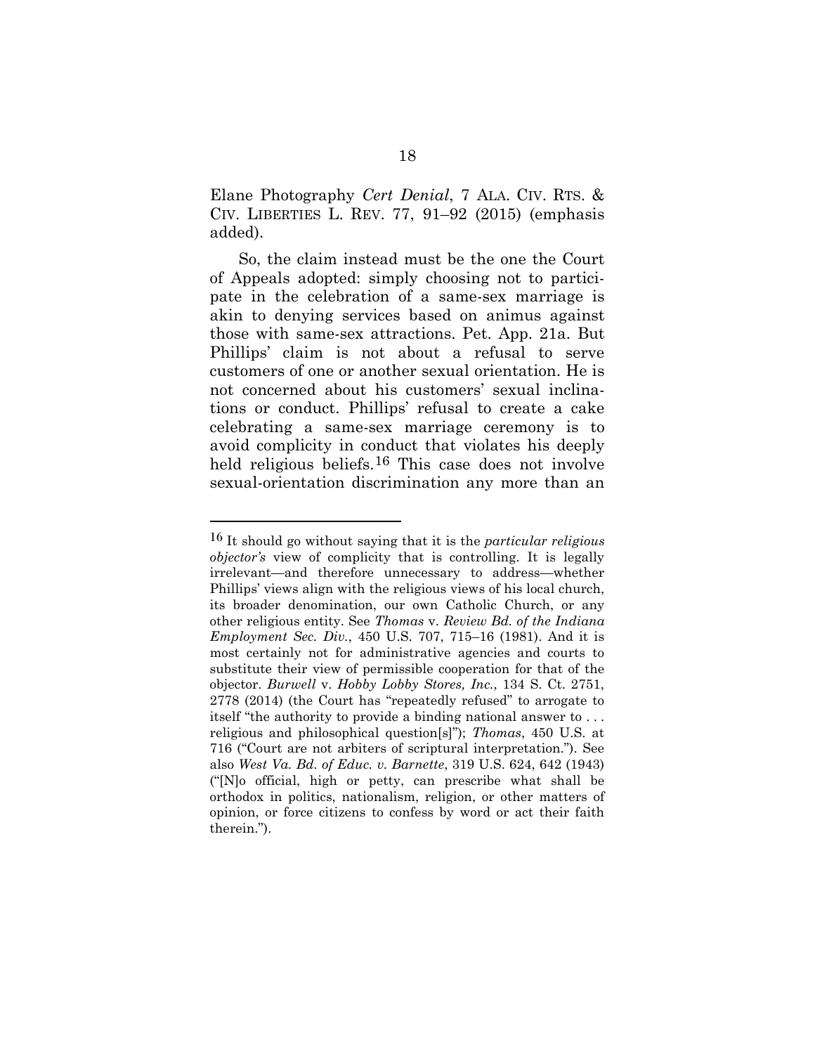Elane Photography *Cert Denial*, 7 ALA. CIV. RTS. & CIV. LIBERTIES L. REV. 77, 91–92 (2015) (emphasis added).

So, the claim instead must be the one the Court of Appeals adopted: simply choosing not to participate in the celebration of a same-sex marriage is akin to denying services based on animus against those with same-sex attractions. Pet. App. 21a. But Phillips' claim is not about a refusal to serve customers of one or another sexual orientation. He is not concerned about his customers' sexual inclinations or conduct. Phillips' refusal to create a cake celebrating a same-sex marriage ceremony is to avoid complicity in conduct that violates his deeply held religious beliefs.[16] This case does not involve sexual-orientation discrimination any more than an

---

[16] It should go without saying that it is the *particular religious objector's* view of complicity that is controlling. It is legally irrelevant—and therefore unnecessary to address—whether Phillips' views align with the religious views of his local church, its broader denomination, our own Catholic Church, or any other religious entity. See *Thomas* v. *Review Bd. of the Indiana Employment Sec. Div.*, 450 U.S. 707, 715–16 (1981). And it is most certainly not for administrative agencies and courts to substitute their view of permissible cooperation for that of the objector. *Burwell* v. *Hobby Lobby Stores, Inc.*, 134 S. Ct. 2751, 2778 (2014) (the Court has "repeatedly refused" to arrogate to itself "the authority to provide a binding national answer to . . . religious and philosophical question[s]"); *Thomas*, 450 U.S. at 716 ("Court are not arbiters of scriptural interpretation."). See also *West Va. Bd. of Educ. v. Barnette*, 319 U.S. 624, 642 (1943) ("[N]o official, high or petty, can prescribe what shall be orthodox in politics, nationalism, religion, or other matters of opinion, or force citizens to confess by word or act their faith therein.").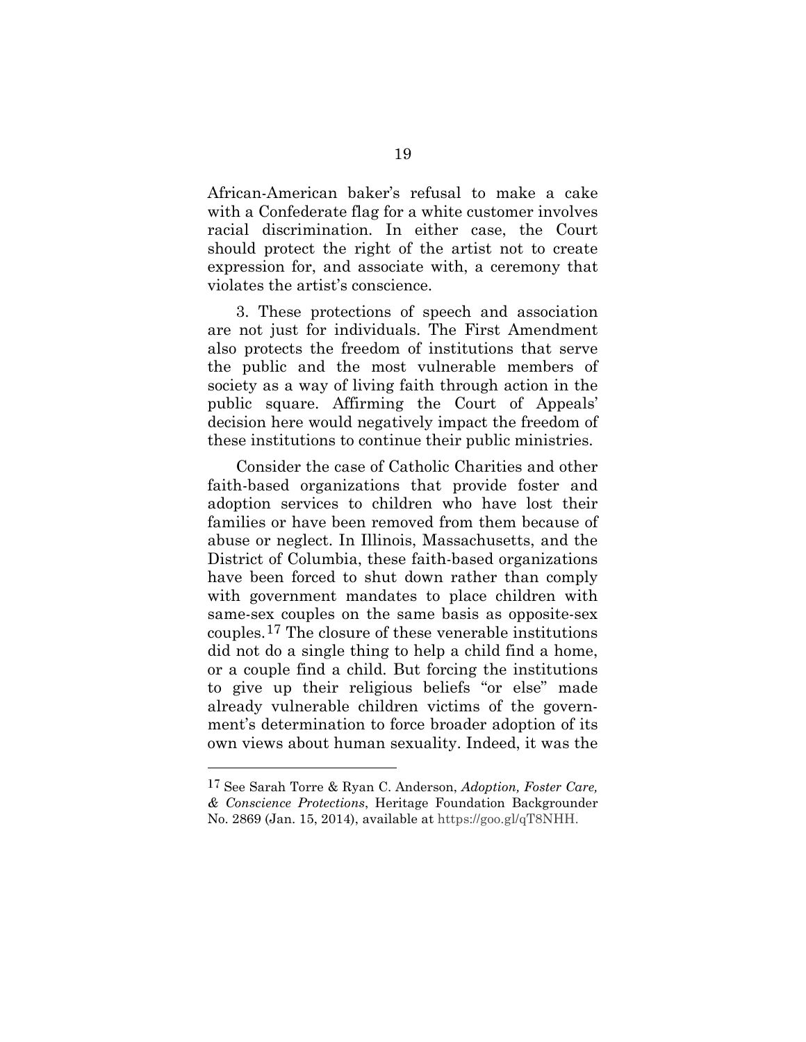African-American baker's refusal to make a cake with a Confederate flag for a white customer involves racial discrimination. In either case, the Court should protect the right of the artist not to create expression for, and associate with, a ceremony that violates the artist's conscience.

3. These protections of speech and association are not just for individuals. The First Amendment also protects the freedom of institutions that serve the public and the most vulnerable members of society as a way of living faith through action in the public square. Affirming the Court of Appeals' decision here would negatively impact the freedom of these institutions to continue their public ministries.

Consider the case of Catholic Charities and other faith-based organizations that provide foster and adoption services to children who have lost their families or have been removed from them because of abuse or neglect. In Illinois, Massachusetts, and the District of Columbia, these faith-based organizations have been forced to shut down rather than comply with government mandates to place children with same-sex couples on the same basis as opposite-sex couples.[17] The closure of these venerable institutions did not do a single thing to help a child find a home, or a couple find a child. But forcing the institutions to give up their religious beliefs "or else" made already vulnerable children victims of the government's determination to force broader adoption of its own views about human sexuality. Indeed, it was the

---

[17] See Sarah Torre & Ryan C. Anderson, *Adoption, Foster Care, & Conscience Protections*, Heritage Foundation Backgrounder No. 2869 (Jan. 15, 2014), available at https://goo.gl/qT8NHH.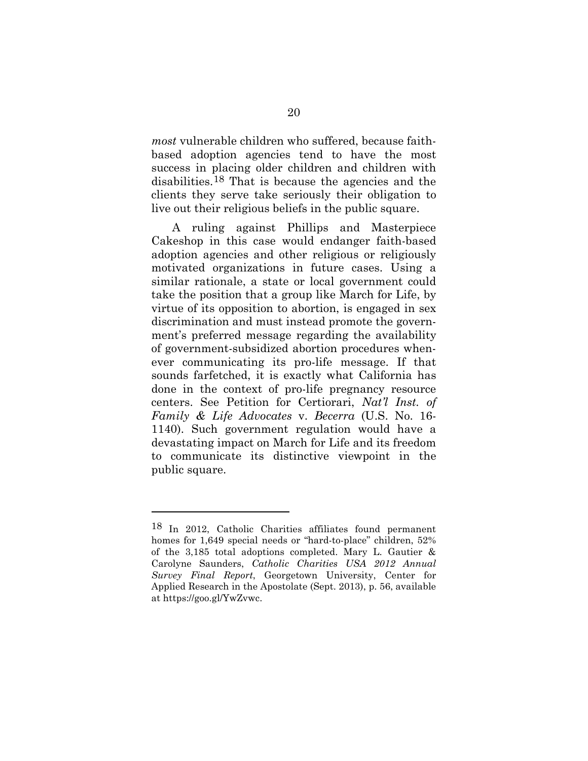*most* vulnerable children who suffered, because faith-based adoption agencies tend to have the most success in placing older children and children with disabilities.[18] That is because the agencies and the clients they serve take seriously their obligation to live out their religious beliefs in the public square.

A ruling against Phillips and Masterpiece Cakeshop in this case would endanger faith-based adoption agencies and other religious or religiously motivated organizations in future cases. Using a similar rationale, a state or local government could take the position that a group like March for Life, by virtue of its opposition to abortion, is engaged in sex discrimination and must instead promote the government's preferred message regarding the availability of government-subsidized abortion procedures whenever communicating its pro-life message. If that sounds farfetched, it is exactly what California has done in the context of pro-life pregnancy resource centers. See Petition for Certiorari, *Nat'l Inst. of Family & Life Advocates* v. *Becerra* (U.S. No. 16-1140). Such government regulation would have a devastating impact on March for Life and its freedom to communicate its distinctive viewpoint in the public square.

---

[18] In 2012, Catholic Charities affiliates found permanent homes for 1,649 special needs or "hard-to-place" children, 52% of the 3,185 total adoptions completed. Mary L. Gautier & Carolyne Saunders, *Catholic Charities USA 2012 Annual Survey Final Report*, Georgetown University, Center for Applied Research in the Apostolate (Sept. 2013), p. 56, available at https://goo.gl/YwZvwc.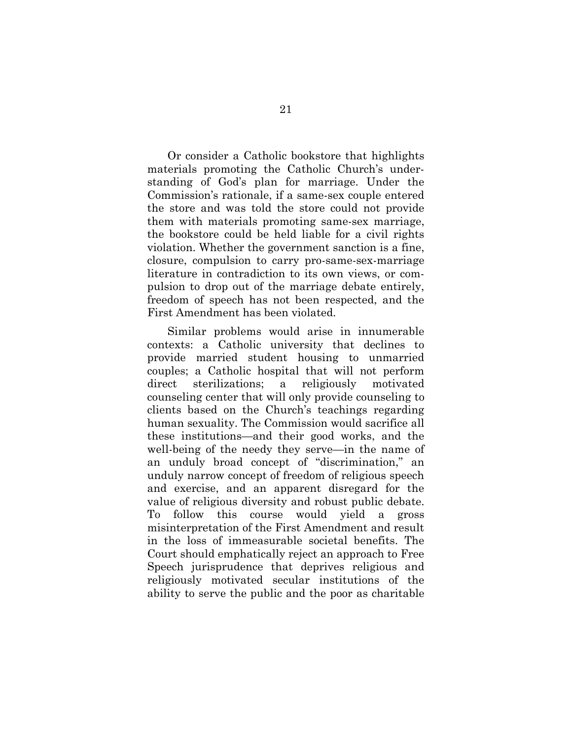Or consider a Catholic bookstore that highlights materials promoting the Catholic Church's understanding of God's plan for marriage. Under the Commission's rationale, if a same-sex couple entered the store and was told the store could not provide them with materials promoting same-sex marriage, the bookstore could be held liable for a civil rights violation. Whether the government sanction is a fine, closure, compulsion to carry pro-same-sex-marriage literature in contradiction to its own views, or compulsion to drop out of the marriage debate entirely, freedom of speech has not been respected, and the First Amendment has been violated.

Similar problems would arise in innumerable contexts: a Catholic university that declines to provide married student housing to unmarried couples; a Catholic hospital that will not perform direct sterilizations; a religiously motivated counseling center that will only provide counseling to clients based on the Church's teachings regarding human sexuality. The Commission would sacrifice all these institutions—and their good works, and the well-being of the needy they serve—in the name of an unduly broad concept of "discrimination," an unduly narrow concept of freedom of religious speech and exercise, and an apparent disregard for the value of religious diversity and robust public debate. To follow this course would yield a gross misinterpretation of the First Amendment and result in the loss of immeasurable societal benefits. The Court should emphatically reject an approach to Free Speech jurisprudence that deprives religious and religiously motivated secular institutions of the ability to serve the public and the poor as charitable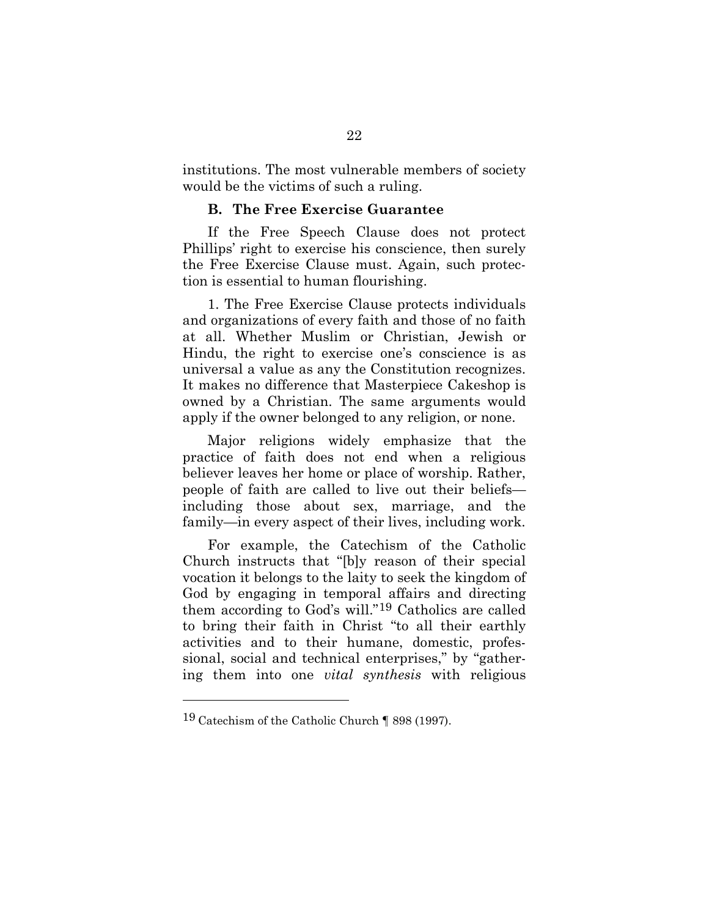institutions. The most vulnerable members of society would be the victims of such a ruling.

### B. The Free Exercise Guarantee

If the Free Speech Clause does not protect Phillips' right to exercise his conscience, then surely the Free Exercise Clause must. Again, such protection is essential to human flourishing.

1. The Free Exercise Clause protects individuals and organizations of every faith and those of no faith at all. Whether Muslim or Christian, Jewish or Hindu, the right to exercise one's conscience is as universal a value as any the Constitution recognizes. It makes no difference that Masterpiece Cakeshop is owned by a Christian. The same arguments would apply if the owner belonged to any religion, or none.

Major religions widely emphasize that the practice of faith does not end when a religious believer leaves her home or place of worship. Rather, people of faith are called to live out their beliefs—including those about sex, marriage, and the family—in every aspect of their lives, including work.

For example, the Catechism of the Catholic Church instructs that "[b]y reason of their special vocation it belongs to the laity to seek the kingdom of God by engaging in temporal affairs and directing them according to God's will."[19] Catholics are called to bring their faith in Christ "to all their earthly activities and to their humane, domestic, professional, social and technical enterprises," by "gathering them into one *vital synthesis* with religious

---

[19] Catechism of the Catholic Church ¶ 898 (1997).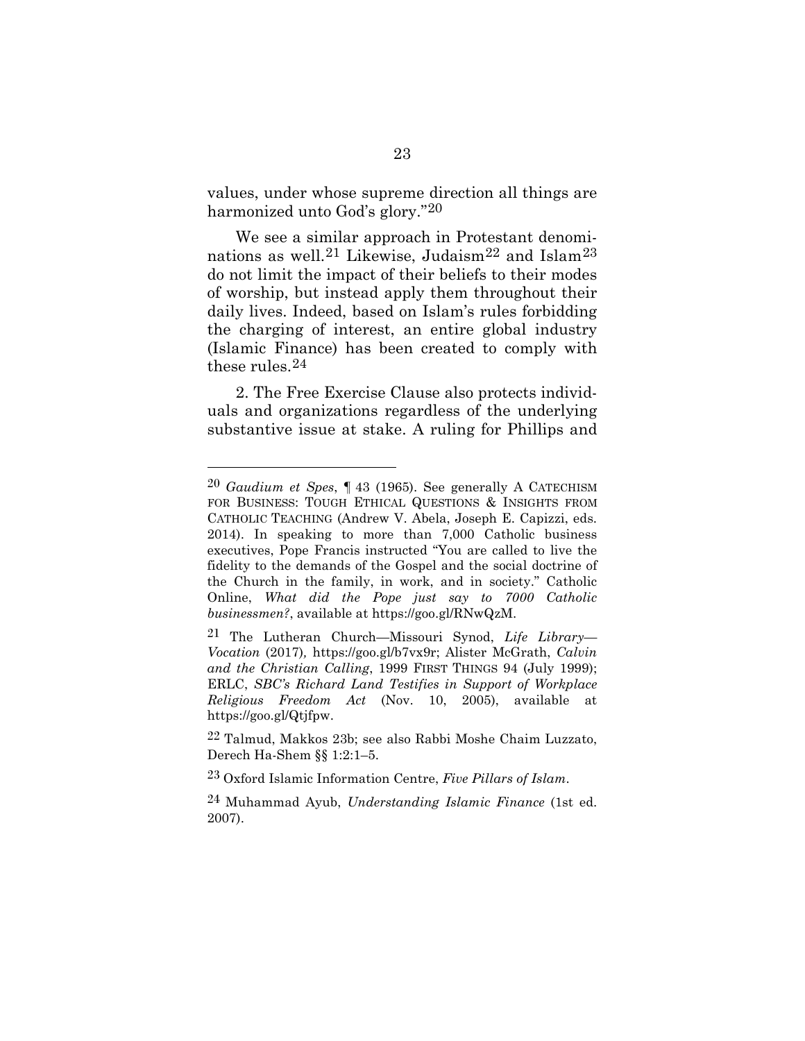values, under whose supreme direction all things are harmonized unto God's glory."[20]

We see a similar approach in Protestant denominations as well.[21] Likewise, Judaism[22] and Islam[23] do not limit the impact of their beliefs to their modes of worship, but instead apply them throughout their daily lives. Indeed, based on Islam's rules forbidding the charging of interest, an entire global industry (Islamic Finance) has been created to comply with these rules.[24]

2. The Free Exercise Clause also protects individuals and organizations regardless of the underlying substantive issue at stake. A ruling for Phillips and

---

[20] *Gaudium et Spes*, ¶ 43 (1965). See generally A CATECHISM FOR BUSINESS: TOUGH ETHICAL QUESTIONS & INSIGHTS FROM CATHOLIC TEACHING (Andrew V. Abela, Joseph E. Capizzi, eds. 2014). In speaking to more than 7,000 Catholic business executives, Pope Francis instructed "You are called to live the fidelity to the demands of the Gospel and the social doctrine of the Church in the family, in work, and in society." Catholic Online, *What did the Pope just say to 7000 Catholic businessmen?*, available at https://goo.gl/RNwQzM.

[21] The Lutheran Church—Missouri Synod, *Life Library—Vocation* (2017), https://goo.gl/b7vx9r; Alister McGrath, *Calvin and the Christian Calling*, 1999 FIRST THINGS 94 (July 1999); ERLC, *SBC's Richard Land Testifies in Support of Workplace Religious Freedom Act* (Nov. 10, 2005), available at https://goo.gl/Qtjfpw.

[22] Talmud, Makkos 23b; see also Rabbi Moshe Chaim Luzzato, Derech Ha-Shem §§ 1:2:1–5.

[23] Oxford Islamic Information Centre, *Five Pillars of Islam*.

[24] Muhammad Ayub, *Understanding Islamic Finance* (1st ed. 2007).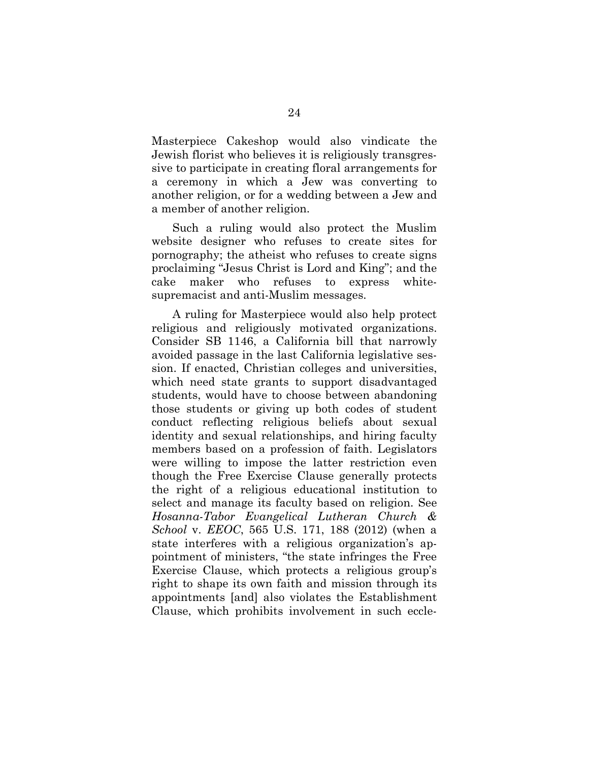Masterpiece Cakeshop would also vindicate the Jewish florist who believes it is religiously transgressive to participate in creating floral arrangements for a ceremony in which a Jew was converting to another religion, or for a wedding between a Jew and a member of another religion.

Such a ruling would also protect the Muslim website designer who refuses to create sites for pornography; the atheist who refuses to create signs proclaiming "Jesus Christ is Lord and King"; and the cake maker who refuses to express white-supremacist and anti-Muslim messages.

A ruling for Masterpiece would also help protect religious and religiously motivated organizations. Consider SB 1146, a California bill that narrowly avoided passage in the last California legislative session. If enacted, Christian colleges and universities, which need state grants to support disadvantaged students, would have to choose between abandoning those students or giving up both codes of student conduct reflecting religious beliefs about sexual identity and sexual relationships, and hiring faculty members based on a profession of faith. Legislators were willing to impose the latter restriction even though the Free Exercise Clause generally protects the right of a religious educational institution to select and manage its faculty based on religion. See *Hosanna-Tabor Evangelical Lutheran Church & School* v. *EEOC*, 565 U.S. 171, 188 (2012) (when a state interferes with a religious organization's appointment of ministers, "the state infringes the Free Exercise Clause, which protects a religious group's right to shape its own faith and mission through its appointments [and] also violates the Establishment Clause, which prohibits involvement in such eccle-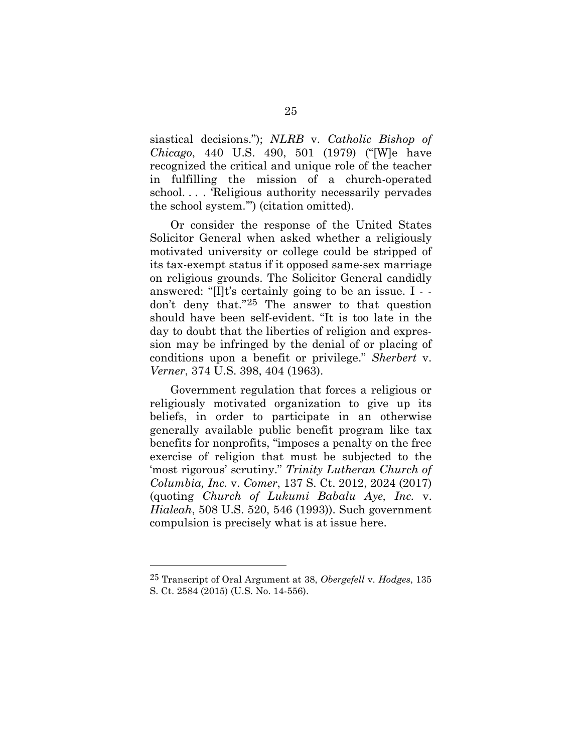siastical decisions."); *NLRB* v. *Catholic Bishop of Chicago*, 440 U.S. 490, 501 (1979) ("[W]e have recognized the critical and unique role of the teacher in fulfilling the mission of a church-operated school. . . . 'Religious authority necessarily pervades the school system.'") (citation omitted).

Or consider the response of the United States Solicitor General when asked whether a religiously motivated university or college could be stripped of its tax-exempt status if it opposed same-sex marriage on religious grounds. The Solicitor General candidly answered: "[I]t's certainly going to be an issue. I - - don't deny that."[25] The answer to that question should have been self-evident. "It is too late in the day to doubt that the liberties of religion and expression may be infringed by the denial of or placing of conditions upon a benefit or privilege." *Sherbert* v. *Verner*, 374 U.S. 398, 404 (1963).

Government regulation that forces a religious or religiously motivated organization to give up its beliefs, in order to participate in an otherwise generally available public benefit program like tax benefits for nonprofits, "imposes a penalty on the free exercise of religion that must be subjected to the 'most rigorous' scrutiny." *Trinity Lutheran Church of Columbia, Inc.* v. *Comer*, 137 S. Ct. 2012, 2024 (2017) (quoting *Church of Lukumi Babalu Aye, Inc.* v. *Hialeah*, 508 U.S. 520, 546 (1993)). Such government compulsion is precisely what is at issue here.

---

[25] Transcript of Oral Argument at 38, *Obergefell* v. *Hodges*, 135 S. Ct. 2584 (2015) (U.S. No. 14-556).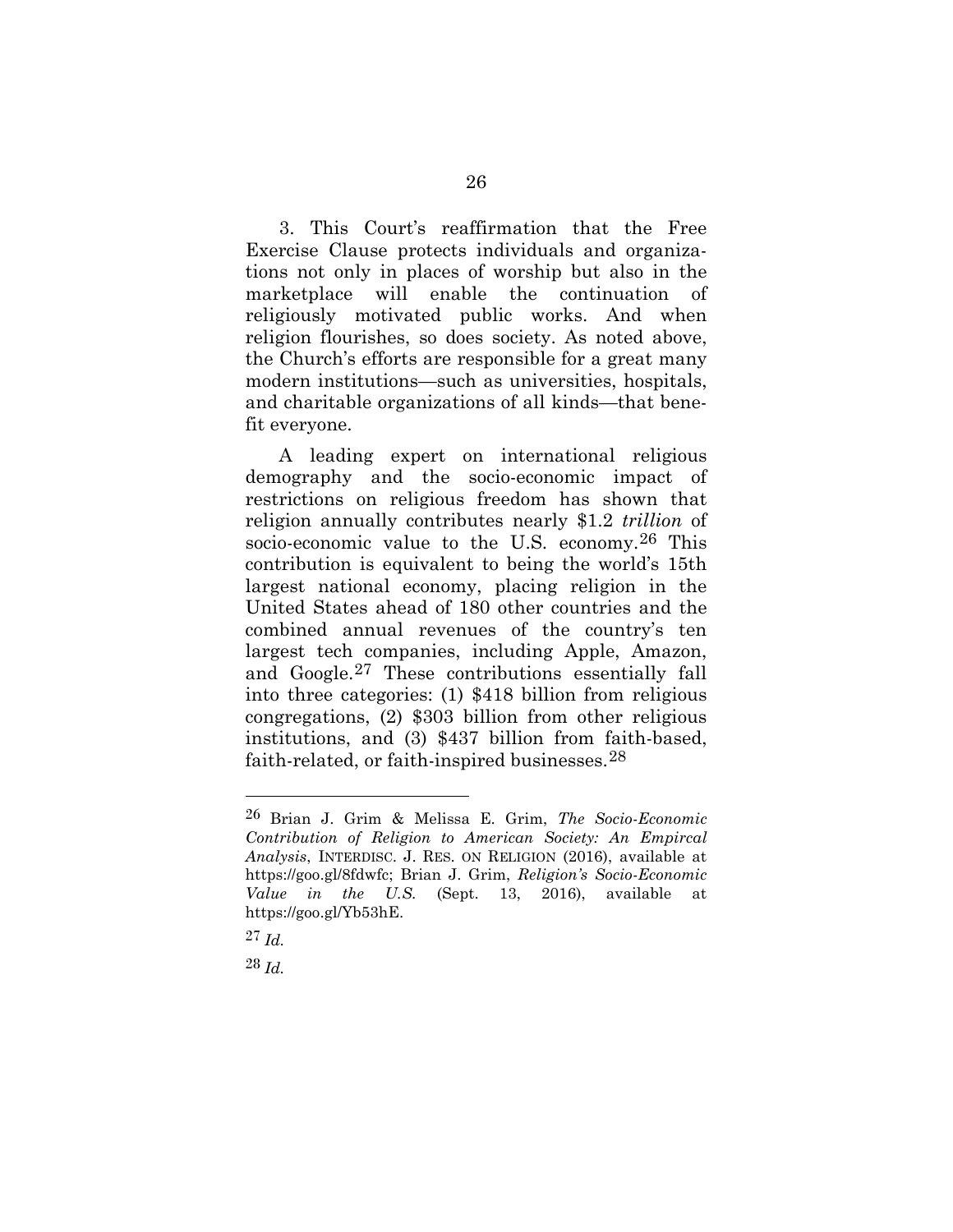3. This Court's reaffirmation that the Free Exercise Clause protects individuals and organizations not only in places of worship but also in the marketplace will enable the continuation of religiously motivated public works. And when religion flourishes, so does society. As noted above, the Church's efforts are responsible for a great many modern institutions—such as universities, hospitals, and charitable organizations of all kinds—that benefit everyone.

A leading expert on international religious demography and the socio-economic impact of restrictions on religious freedom has shown that religion annually contributes nearly $1.2 *trillion* of socio-economic value to the U.S. economy.[26] This contribution is equivalent to being the world's 15th largest national economy, placing religion in the United States ahead of 180 other countries and the combined annual revenues of the country's ten largest tech companies, including Apple, Amazon, and Google.[27] These contributions essentially fall into three categories: (1) $418 billion from religious congregations, (2) $303 billion from other religious institutions, and (3) $437 billion from faith-based, faith-related, or faith-inspired businesses.[28]

---

[26] Brian J. Grim & Melissa E. Grim, *The Socio-Economic Contribution of Religion to American Society: An Empircal Analysis*, INTERDISC. J. RES. ON RELIGION (2016), available at https://goo.gl/8fdwfc; Brian J. Grim, *Religion's Socio-Economic Value in the U.S.* (Sept. 13, 2016), available at https://goo.gl/Yb53hE.

[27] *Id.*

[28] *Id.*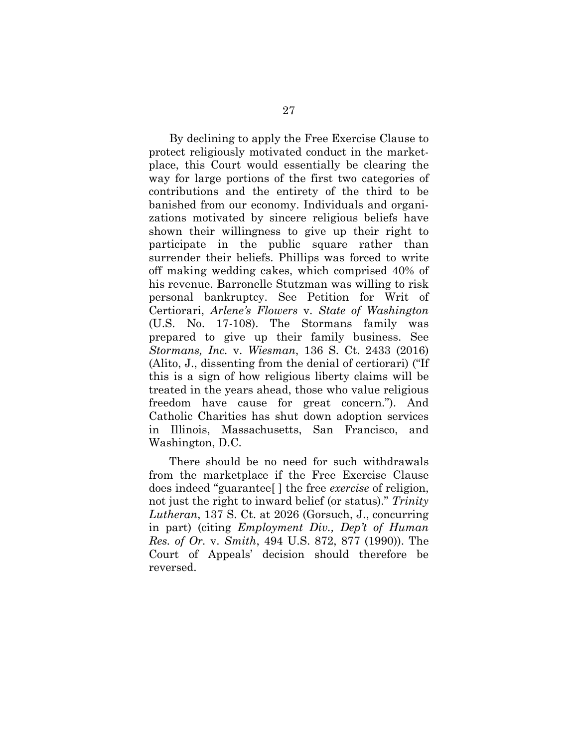By declining to apply the Free Exercise Clause to protect religiously motivated conduct in the marketplace, this Court would essentially be clearing the way for large portions of the first two categories of contributions and the entirety of the third to be banished from our economy. Individuals and organizations motivated by sincere religious beliefs have shown their willingness to give up their right to participate in the public square rather than surrender their beliefs. Phillips was forced to write off making wedding cakes, which comprised 40% of his revenue. Barronelle Stutzman was willing to risk personal bankruptcy. See Petition for Writ of Certiorari, *Arlene's Flowers* v. *State of Washington* (U.S. No. 17-108). The Stormans family was prepared to give up their family business. See *Stormans, Inc.* v. *Wiesman*, 136 S. Ct. 2433 (2016) (Alito, J., dissenting from the denial of certiorari) ("If this is a sign of how religious liberty claims will be treated in the years ahead, those who value religious freedom have cause for great concern."). And Catholic Charities has shut down adoption services in Illinois, Massachusetts, San Francisco, and Washington, D.C.

There should be no need for such withdrawals from the marketplace if the Free Exercise Clause does indeed "guarantee[ ] the free *exercise* of religion, not just the right to inward belief (or status)." *Trinity Lutheran*, 137 S. Ct. at 2026 (Gorsuch, J., concurring in part) (citing *Employment Div., Dep't of Human Res. of Or.* v. *Smith*, 494 U.S. 872, 877 (1990)). The Court of Appeals' decision should therefore be reversed.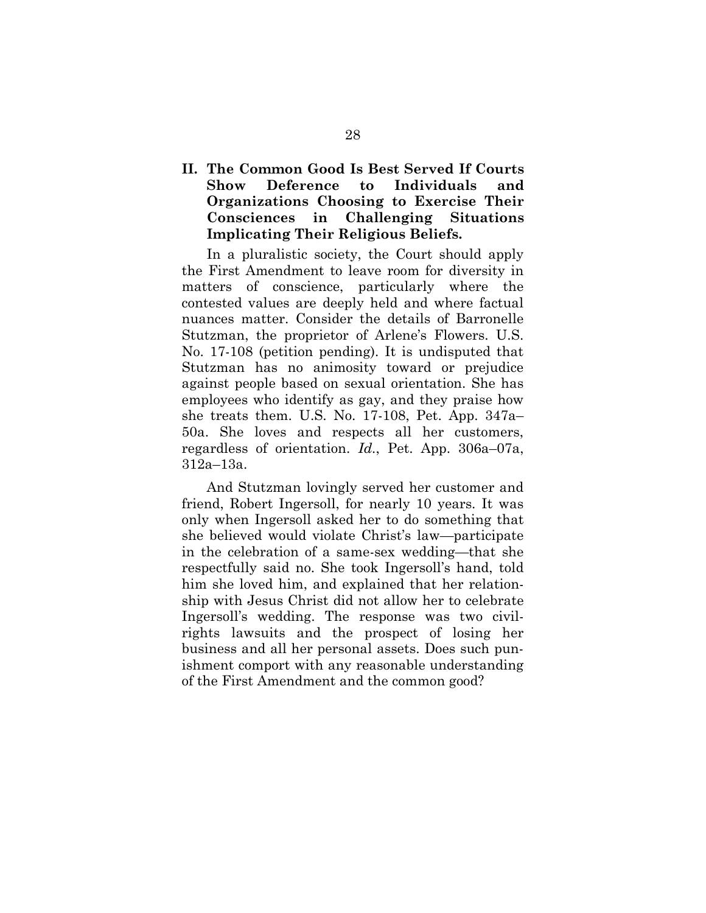## II. The Common Good Is Best Served If Courts Show Deference to Individuals and Organizations Choosing to Exercise Their Consciences in Challenging Situations Implicating Their Religious Beliefs.

In a pluralistic society, the Court should apply the First Amendment to leave room for diversity in matters of conscience, particularly where the contested values are deeply held and where factual nuances matter. Consider the details of Barronelle Stutzman, the proprietor of Arlene's Flowers. U.S. No. 17-108 (petition pending). It is undisputed that Stutzman has no animosity toward or prejudice against people based on sexual orientation. She has employees who identify as gay, and they praise how she treats them. U.S. No. 17-108, Pet. App. 347a–50a. She loves and respects all her customers, regardless of orientation. *Id.*, Pet. App. 306a–07a, 312a–13a.

And Stutzman lovingly served her customer and friend, Robert Ingersoll, for nearly 10 years. It was only when Ingersoll asked her to do something that she believed would violate Christ's law—participate in the celebration of a same-sex wedding—that she respectfully said no. She took Ingersoll's hand, told him she loved him, and explained that her relationship with Jesus Christ did not allow her to celebrate Ingersoll's wedding. The response was two civil-rights lawsuits and the prospect of losing her business and all her personal assets. Does such punishment comport with any reasonable understanding of the First Amendment and the common good?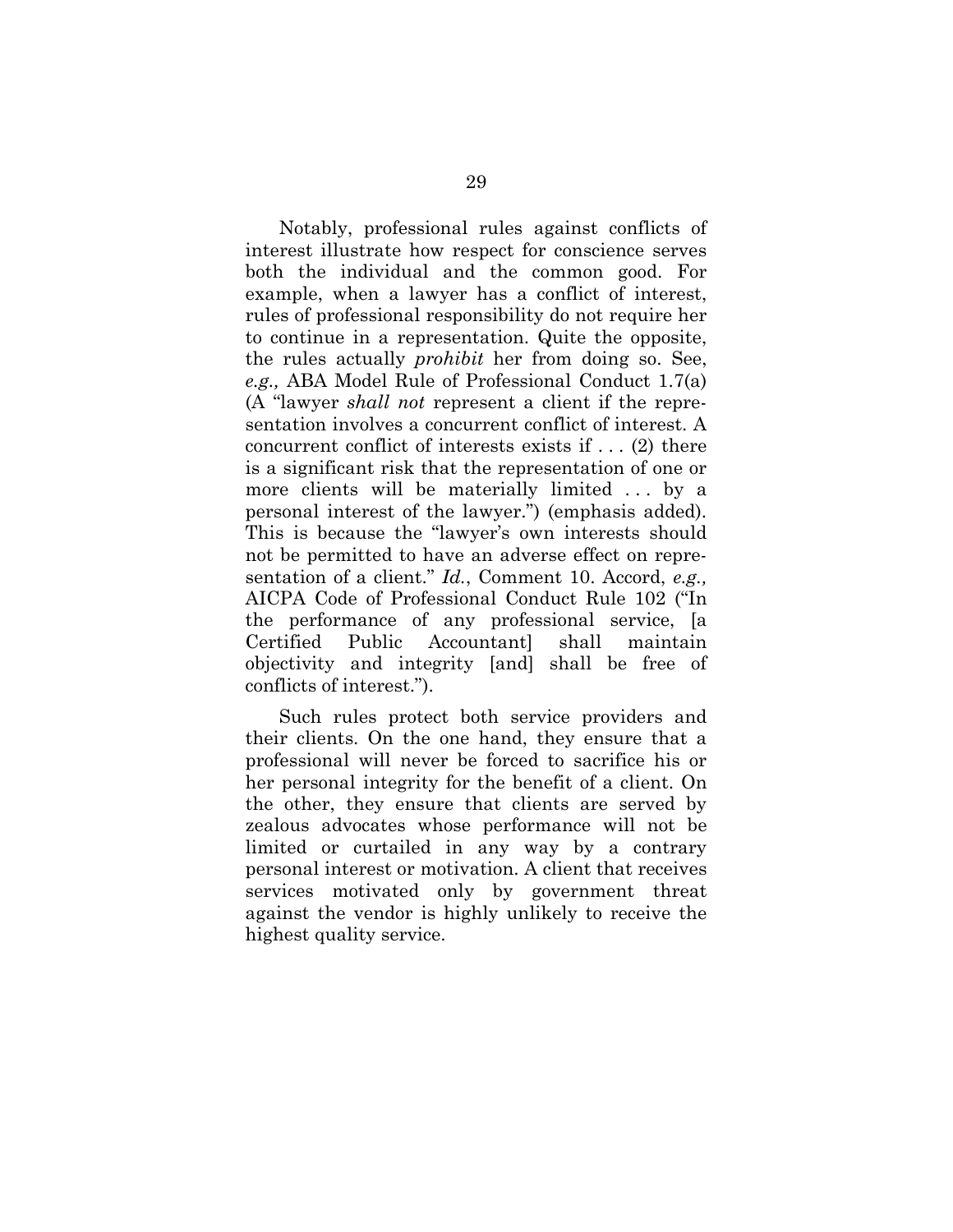Notably, professional rules against conflicts of interest illustrate how respect for conscience serves both the individual and the common good. For example, when a lawyer has a conflict of interest, rules of professional responsibility do not require her to continue in a representation. Quite the opposite, the rules actually *prohibit* her from doing so. See, *e.g.,* ABA Model Rule of Professional Conduct 1.7(a) (A "lawyer *shall not* represent a client if the representation involves a concurrent conflict of interest. A concurrent conflict of interests exists if . . . (2) there is a significant risk that the representation of one or more clients will be materially limited . . . by a personal interest of the lawyer.") (emphasis added). This is because the "lawyer's own interests should not be permitted to have an adverse effect on representation of a client." *Id.*, Comment 10. Accord, *e.g.,* AICPA Code of Professional Conduct Rule 102 ("In the performance of any professional service, [a Certified Public Accountant] shall maintain objectivity and integrity [and] shall be free of conflicts of interest.").

Such rules protect both service providers and their clients. On the one hand, they ensure that a professional will never be forced to sacrifice his or her personal integrity for the benefit of a client. On the other, they ensure that clients are served by zealous advocates whose performance will not be limited or curtailed in any way by a contrary personal interest or motivation. A client that receives services motivated only by government threat against the vendor is highly unlikely to receive the highest quality service.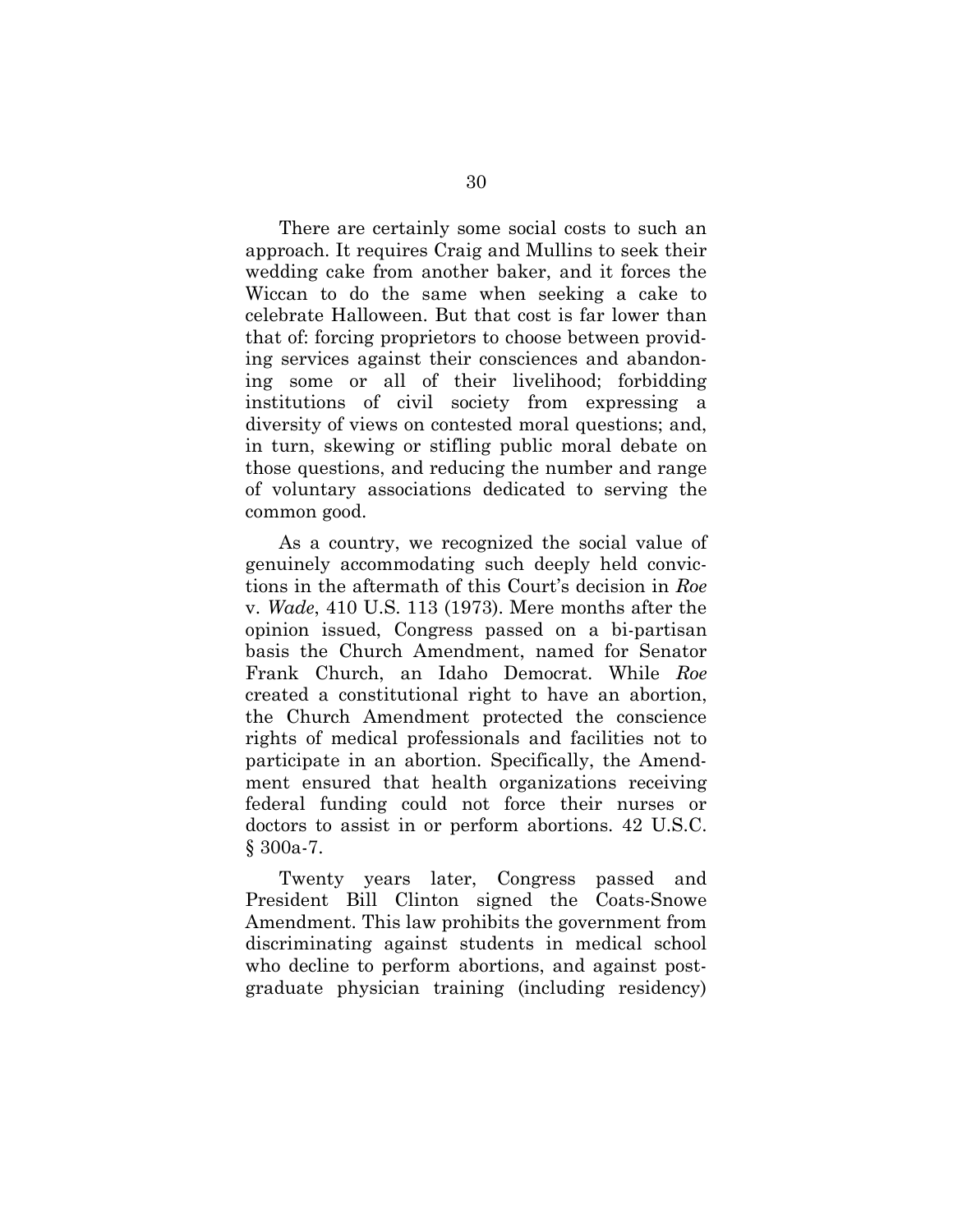There are certainly some social costs to such an approach. It requires Craig and Mullins to seek their wedding cake from another baker, and it forces the Wiccan to do the same when seeking a cake to celebrate Halloween. But that cost is far lower than that of: forcing proprietors to choose between providing services against their consciences and abandoning some or all of their livelihood; forbidding institutions of civil society from expressing a diversity of views on contested moral questions; and, in turn, skewing or stifling public moral debate on those questions, and reducing the number and range of voluntary associations dedicated to serving the common good.

As a country, we recognized the social value of genuinely accommodating such deeply held convictions in the aftermath of this Court's decision in *Roe* v. *Wade*, 410 U.S. 113 (1973). Mere months after the opinion issued, Congress passed on a bi-partisan basis the Church Amendment, named for Senator Frank Church, an Idaho Democrat. While *Roe* created a constitutional right to have an abortion, the Church Amendment protected the conscience rights of medical professionals and facilities not to participate in an abortion. Specifically, the Amendment ensured that health organizations receiving federal funding could not force their nurses or doctors to assist in or perform abortions. 42 U.S.C. § 300a-7.

Twenty years later, Congress passed and President Bill Clinton signed the Coats-Snowe Amendment. This law prohibits the government from discriminating against students in medical school who decline to perform abortions, and against post-graduate physician training (including residency)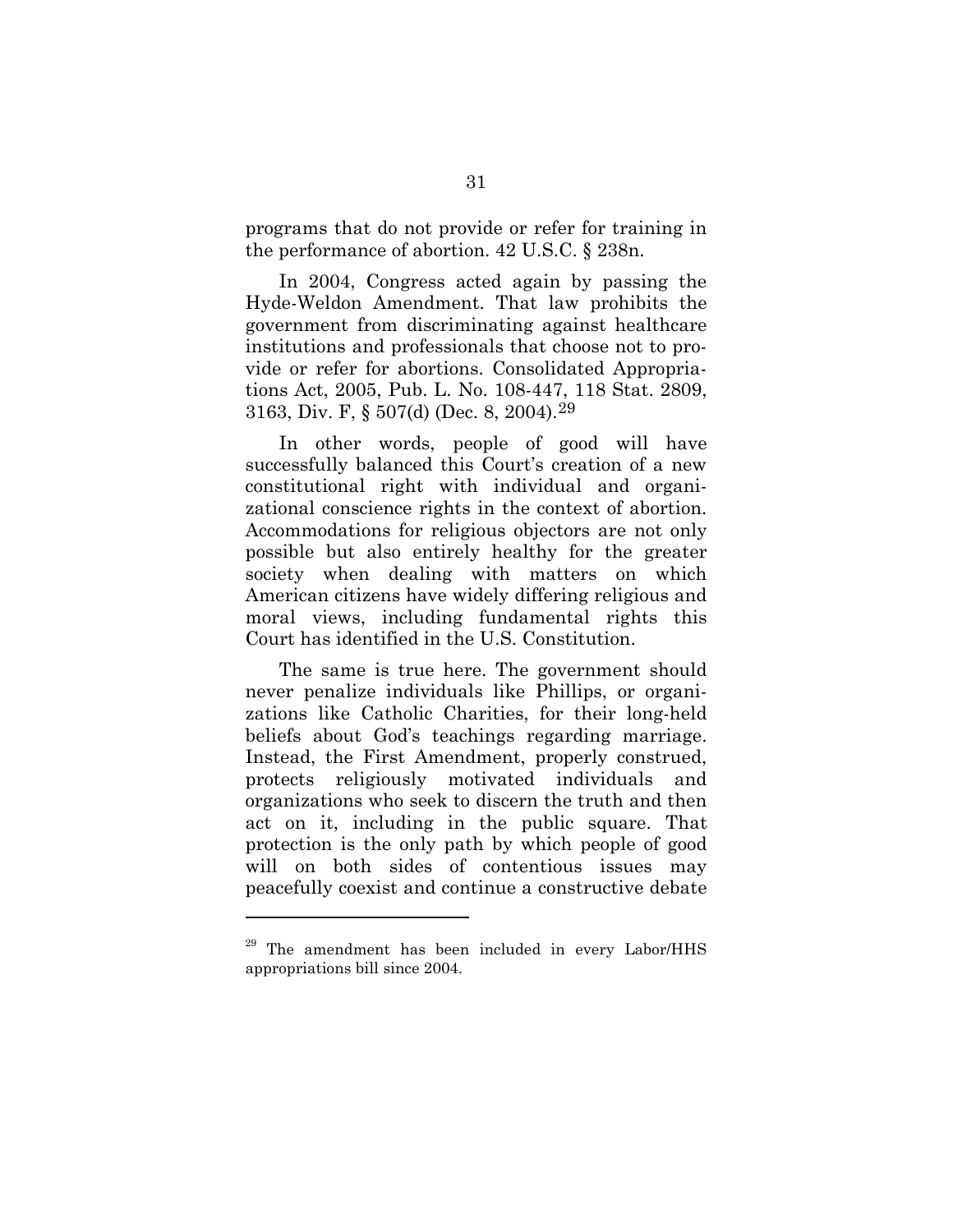programs that do not provide or refer for training in the performance of abortion. 42 U.S.C. § 238n.

In 2004, Congress acted again by passing the Hyde-Weldon Amendment. That law prohibits the government from discriminating against healthcare institutions and professionals that choose not to provide or refer for abortions. Consolidated Appropriations Act, 2005, Pub. L. No. 108-447, 118 Stat. 2809, 3163, Div. F, § 507(d) (Dec. 8, 2004).[29]

In other words, people of good will have successfully balanced this Court's creation of a new constitutional right with individual and organizational conscience rights in the context of abortion. Accommodations for religious objectors are not only possible but also entirely healthy for the greater society when dealing with matters on which American citizens have widely differing religious and moral views, including fundamental rights this Court has identified in the U.S. Constitution.

The same is true here. The government should never penalize individuals like Phillips, or organizations like Catholic Charities, for their long-held beliefs about God's teachings regarding marriage. Instead, the First Amendment, properly construed, protects religiously motivated individuals and organizations who seek to discern the truth and then act on it, including in the public square. That protection is the only path by which people of good will on both sides of contentious issues may peacefully coexist and continue a constructive debate

---

[29] The amendment has been included in every Labor/HHS appropriations bill since 2004.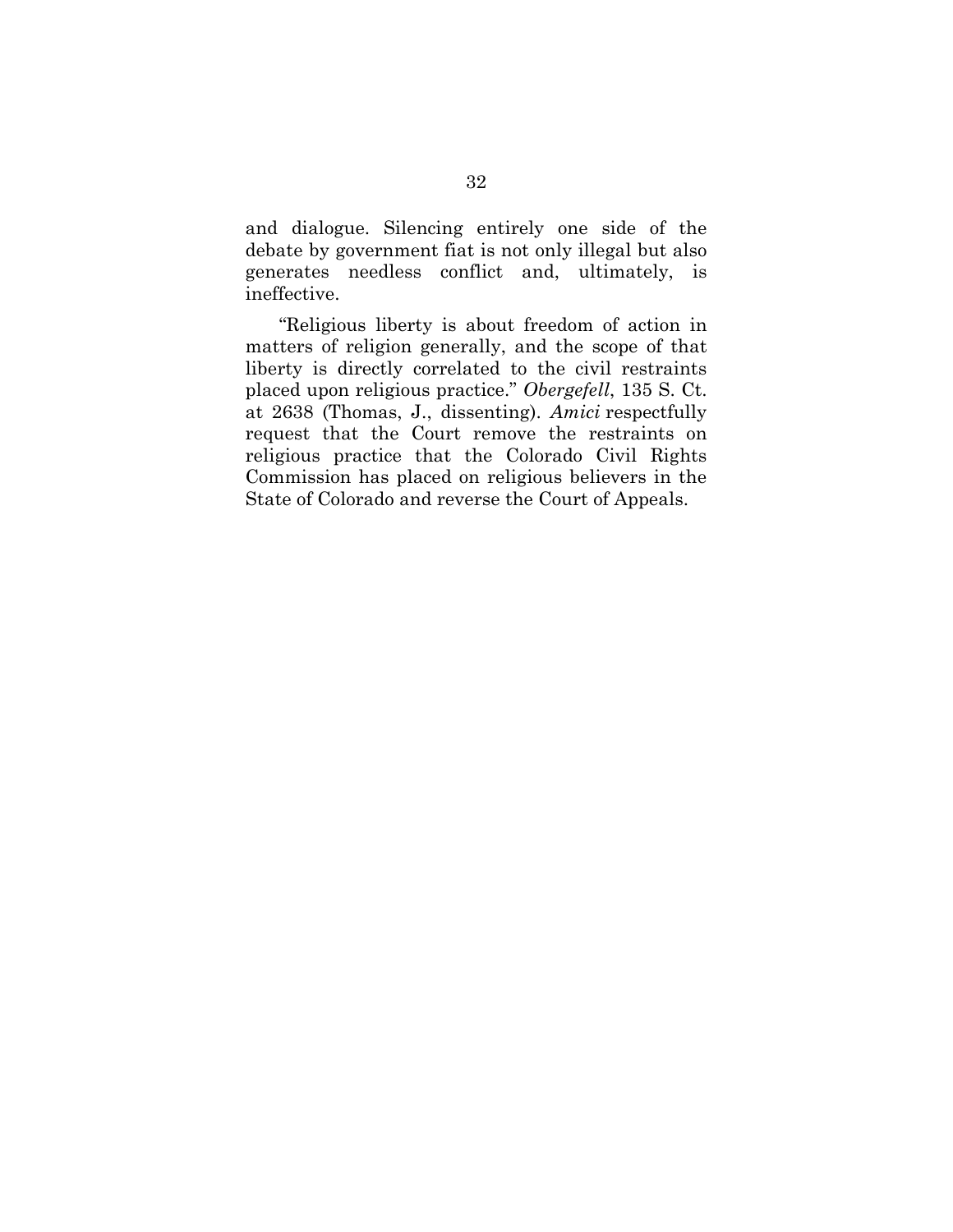and dialogue. Silencing entirely one side of the debate by government fiat is not only illegal but also generates needless conflict and, ultimately, is ineffective.

"Religious liberty is about freedom of action in matters of religion generally, and the scope of that liberty is directly correlated to the civil restraints placed upon religious practice." *Obergefell*, 135 S. Ct. at 2638 (Thomas, J., dissenting). *Amici* respectfully request that the Court remove the restraints on religious practice that the Colorado Civil Rights Commission has placed on religious believers in the State of Colorado and reverse the Court of Appeals.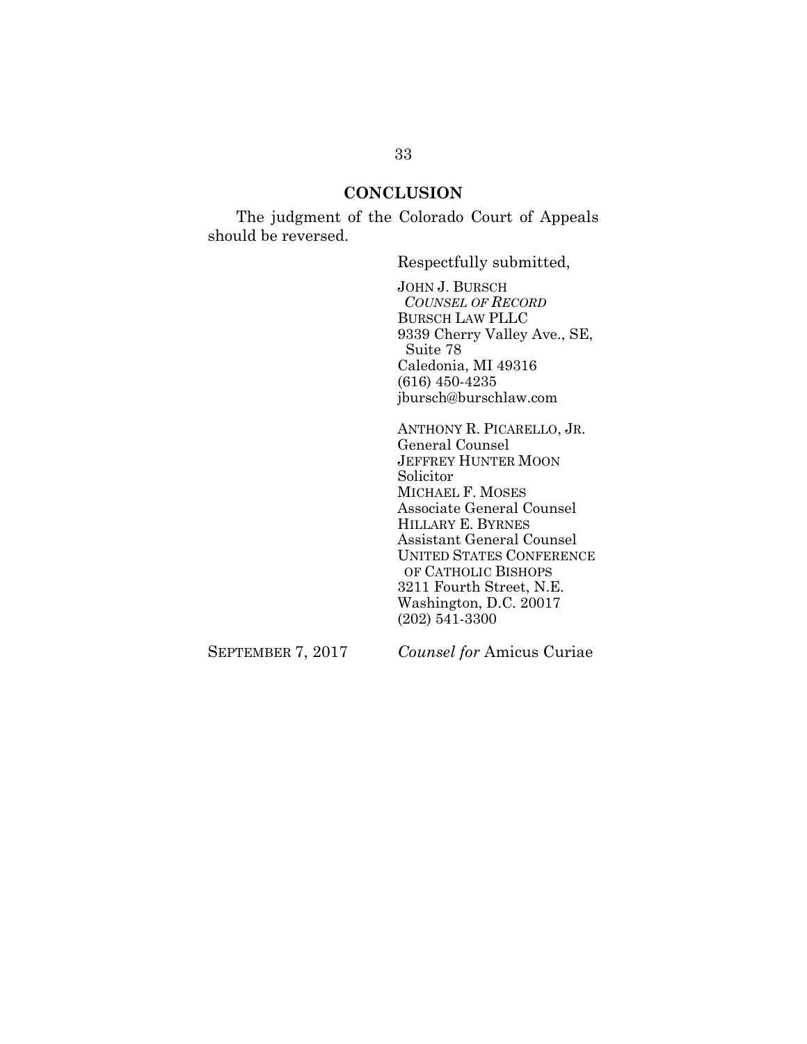## CONCLUSION

The judgment of the Colorado Court of Appeals should be reversed.

Respectfully submitted,

JOHN J. BURSCH
*COUNSEL OF RECORD*
BURSCH LAW PLLC
9339 Cherry Valley Ave., SE,
Suite 78
Caledonia, MI 49316
(616) 450-4235
jbursch@burschlaw.com

ANTHONY R. PICARELLO, JR.
General Counsel
JEFFREY HUNTER MOON
Solicitor
MICHAEL F. MOSES
Associate General Counsel
HILLARY E. BYRNES
Assistant General Counsel
UNITED STATES CONFERENCE OF CATHOLIC BISHOPS
3211 Fourth Street, N.E.
Washington, D.C. 20017
(202) 541-3300

SEPTEMBER 7, 2017

*Counsel for* Amicus Curiae